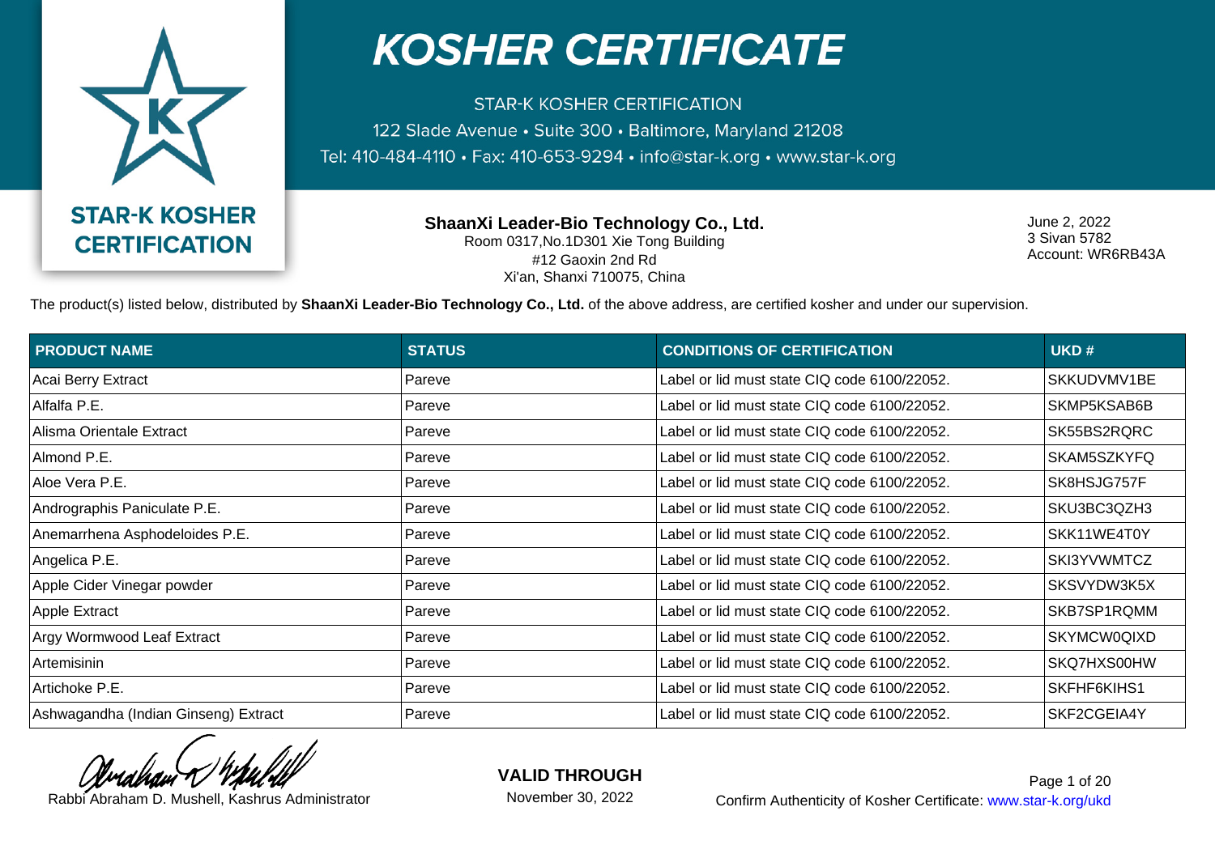# KOSHER CERTIFICATE

STAR-K KOSHER CERTIFICATION
122 Slade Avenue • Suite 300 • Baltimore, Maryland 21208
Tel: 410-484-4110 • Fax: 410-653-9294 • info@star-k.org • www.star-k.org

STAR-K KOSHER CERTIFICATION

**ShaanXi Leader-Bio Technology Co., Ltd.**
Room 0317,No.1D301 Xie Tong Building
#12 Gaoxin 2nd Rd
Xi'an, Shanxi 710075, China

June 2, 2022
3 Sivan 5782
Account: WR6RB43A

The product(s) listed below, distributed by **ShaanXi Leader-Bio Technology Co., Ltd.** of the above address, are certified kosher and under our supervision.

| PRODUCT NAME | STATUS | CONDITIONS OF CERTIFICATION | UKD # |
|---|---|---|---|
| Acai Berry Extract | Pareve | Label or lid must state CIQ code 6100/22052. | SKKUDVMV1BE |
| Alfalfa P.E. | Pareve | Label or lid must state CIQ code 6100/22052. | SKMP5KSAB6B |
| Alisma Orientale Extract | Pareve | Label or lid must state CIQ code 6100/22052. | SK55BS2RQRC |
| Almond P.E. | Pareve | Label or lid must state CIQ code 6100/22052. | SKAM5SZKYFQ |
| Aloe Vera P.E. | Pareve | Label or lid must state CIQ code 6100/22052. | SK8HSJG757F |
| Andrographis Paniculate P.E. | Pareve | Label or lid must state CIQ code 6100/22052. | SKU3BC3QZH3 |
| Anemarrhena Asphodeloides P.E. | Pareve | Label or lid must state CIQ code 6100/22052. | SKK11WE4T0Y |
| Angelica P.E. | Pareve | Label or lid must state CIQ code 6100/22052. | SKI3YVWMTCZ |
| Apple Cider Vinegar powder | Pareve | Label or lid must state CIQ code 6100/22052. | SKSVYDW3K5X |
| Apple Extract | Pareve | Label or lid must state CIQ code 6100/22052. | SKB7SP1RQMM |
| Argy Wormwood Leaf Extract | Pareve | Label or lid must state CIQ code 6100/22052. | SKYMCW0QIXD |
| Artemisinin | Pareve | Label or lid must state CIQ code 6100/22052. | SKQ7HXS00HW |
| Artichoke P.E. | Pareve | Label or lid must state CIQ code 6100/22052. | SKFHF6KIHS1 |
| Ashwagandha (Indian Ginseng) Extract | Pareve | Label or lid must state CIQ code 6100/22052. | SKF2CGEIA4Y |

Rabbi Abraham D. Mushell, Kashrus Administrator

**VALID THROUGH**
November 30, 2022

Confirm Authenticity of Kosher Certificate: www.star-k.org/ukd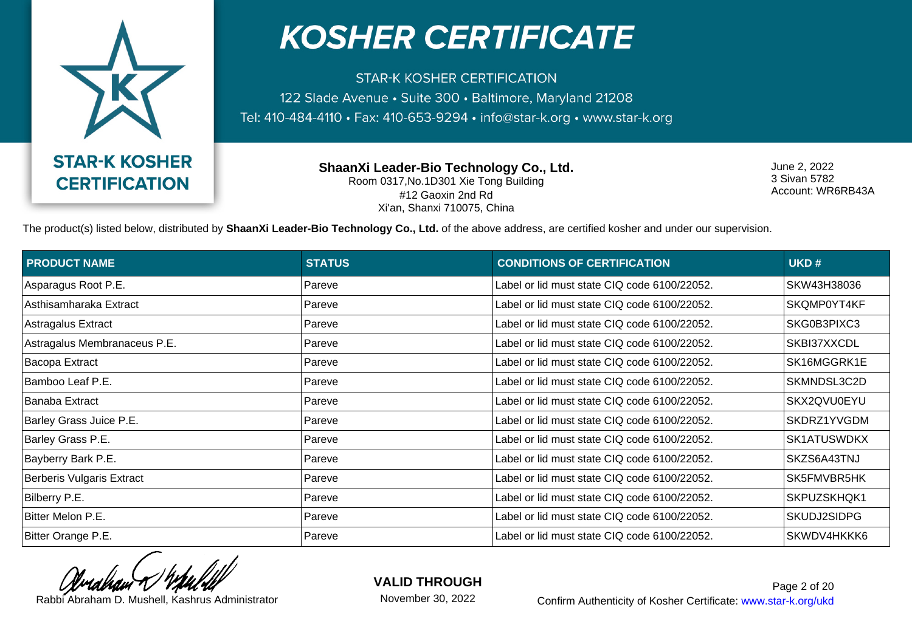# KOSHER CERTIFICATE

STAR-K KOSHER CERTIFICATION
122 Slade Avenue • Suite 300 • Baltimore, Maryland 21208
Tel: 410-484-4110 • Fax: 410-653-9294 • info@star-k.org • www.star-k.org

STAR-K KOSHER CERTIFICATION

**ShaanXi Leader-Bio Technology Co., Ltd.**
Room 0317,No.1D301 Xie Tong Building
#12 Gaoxin 2nd Rd
Xi'an, Shanxi 710075, China

June 2, 2022
3 Sivan 5782
Account: WR6RB43A

The product(s) listed below, distributed by **ShaanXi Leader-Bio Technology Co., Ltd.** of the above address, are certified kosher and under our supervision.

| PRODUCT NAME | STATUS | CONDITIONS OF CERTIFICATION | UKD # |
|---|---|---|---|
| Asparagus Root P.E. | Pareve | Label or lid must state CIQ code 6100/22052. | SKW43H38036 |
| Asthisamharaka Extract | Pareve | Label or lid must state CIQ code 6100/22052. | SKQMP0YT4KF |
| Astragalus Extract | Pareve | Label or lid must state CIQ code 6100/22052. | SKG0B3PIXC3 |
| Astragalus Membranaceus P.E. | Pareve | Label or lid must state CIQ code 6100/22052. | SKBI37XXCDL |
| Bacopa Extract | Pareve | Label or lid must state CIQ code 6100/22052. | SK16MGGRK1E |
| Bamboo Leaf P.E. | Pareve | Label or lid must state CIQ code 6100/22052. | SKMNDSL3C2D |
| Banaba Extract | Pareve | Label or lid must state CIQ code 6100/22052. | SKX2QVU0EYU |
| Barley Grass Juice P.E. | Pareve | Label or lid must state CIQ code 6100/22052. | SKDRZ1YVGDM |
| Barley Grass P.E. | Pareve | Label or lid must state CIQ code 6100/22052. | SK1ATUSWDKX |
| Bayberry Bark P.E. | Pareve | Label or lid must state CIQ code 6100/22052. | SKZS6A43TNJ |
| Berberis Vulgaris Extract | Pareve | Label or lid must state CIQ code 6100/22052. | SK5FMVBR5HK |
| Bilberry P.E. | Pareve | Label or lid must state CIQ code 6100/22052. | SKPUZSKHQK1 |
| Bitter Melon P.E. | Pareve | Label or lid must state CIQ code 6100/22052. | SKUDJ2SIDPG |
| Bitter Orange P.E. | Pareve | Label or lid must state CIQ code 6100/22052. | SKWDV4HKKK6 |

Rabbi Abraham D. Mushell, Kashrus Administrator

**VALID THROUGH**
November 30, 2022

Confirm Authenticity of Kosher Certificate: www.star-k.org/ukd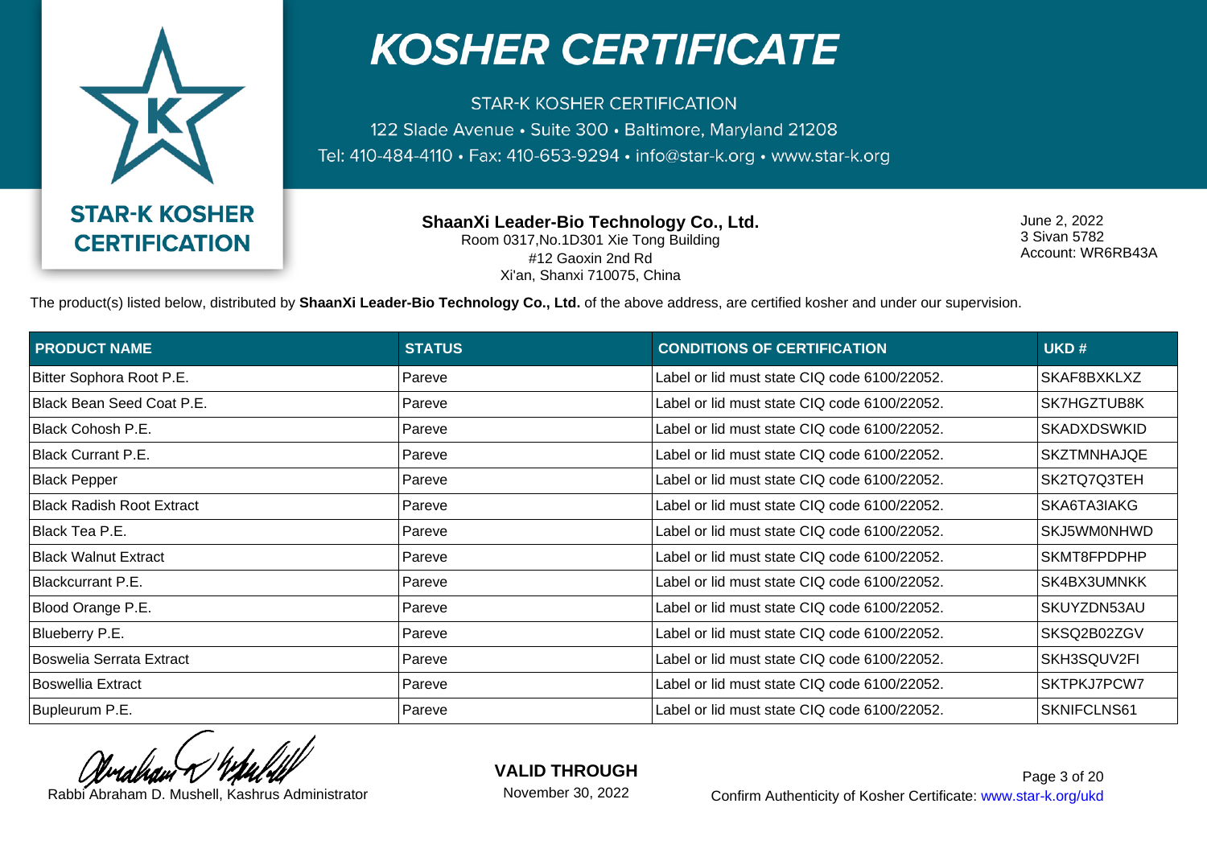# KOSHER CERTIFICATE

STAR-K KOSHER CERTIFICATION

122 Slade Avenue • Suite 300 • Baltimore, Maryland 21208

Tel: 410-484-4110 • Fax: 410-653-9294 • info@star-k.org • www.star-k.org

STAR-K KOSHER CERTIFICATION

**ShaanXi Leader-Bio Technology Co., Ltd.**
Room 0317,No.1D301 Xie Tong Building
#12 Gaoxin 2nd Rd
Xi'an, Shanxi 710075, China

June 2, 2022
3 Sivan 5782
Account: WR6RB43A

The product(s) listed below, distributed by **ShaanXi Leader-Bio Technology Co., Ltd.** of the above address, are certified kosher and under our supervision.

| PRODUCT NAME | STATUS | CONDITIONS OF CERTIFICATION | UKD # |
|---|---|---|---|
| Bitter Sophora Root P.E. | Pareve | Label or lid must state CIQ code 6100/22052. | SKAF8BXKLXZ |
| Black Bean Seed Coat P.E. | Pareve | Label or lid must state CIQ code 6100/22052. | SK7HGZTUB8K |
| Black Cohosh P.E. | Pareve | Label or lid must state CIQ code 6100/22052. | SKADXDSWKID |
| Black Currant P.E. | Pareve | Label or lid must state CIQ code 6100/22052. | SKZTMNHAJQE |
| Black Pepper | Pareve | Label or lid must state CIQ code 6100/22052. | SK2TQ7Q3TEH |
| Black Radish Root Extract | Pareve | Label or lid must state CIQ code 6100/22052. | SKA6TA3IAKG |
| Black Tea P.E. | Pareve | Label or lid must state CIQ code 6100/22052. | SKJ5WM0NHWD |
| Black Walnut Extract | Pareve | Label or lid must state CIQ code 6100/22052. | SKMT8FPDPHP |
| Blackcurrant P.E. | Pareve | Label or lid must state CIQ code 6100/22052. | SK4BX3UMNKK |
| Blood Orange P.E. | Pareve | Label or lid must state CIQ code 6100/22052. | SKUYZDN53AU |
| Blueberry P.E. | Pareve | Label or lid must state CIQ code 6100/22052. | SKSQ2B02ZGV |
| Boswelia Serrata Extract | Pareve | Label or lid must state CIQ code 6100/22052. | SKH3SQUV2FI |
| Boswellia Extract | Pareve | Label or lid must state CIQ code 6100/22052. | SKTPKJ7PCW7 |
| Bupleurum P.E. | Pareve | Label or lid must state CIQ code 6100/22052. | SKNIFCLNS61 |

Rabbi Abraham D. Mushell, Kashrus Administrator

**VALID THROUGH**
November 30, 2022

Confirm Authenticity of Kosher Certificate: www.star-k.org/ukd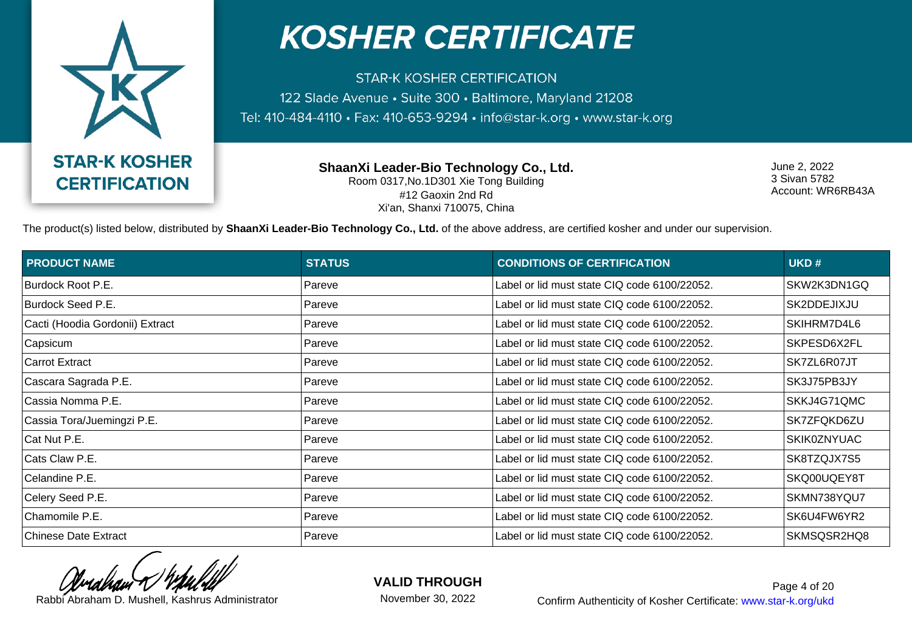# KOSHER CERTIFICATE

STAR-K KOSHER CERTIFICATION
122 Slade Avenue • Suite 300 • Baltimore, Maryland 21208
Tel: 410-484-4110 • Fax: 410-653-9294 • info@star-k.org • www.star-k.org

STAR-K KOSHER CERTIFICATION

**ShaanXi Leader-Bio Technology Co., Ltd.**
Room 0317,No.1D301 Xie Tong Building
#12 Gaoxin 2nd Rd
Xi'an, Shanxi 710075, China

June 2, 2022
3 Sivan 5782
Account: WR6RB43A

The product(s) listed below, distributed by **ShaanXi Leader-Bio Technology Co., Ltd.** of the above address, are certified kosher and under our supervision.

| PRODUCT NAME | STATUS | CONDITIONS OF CERTIFICATION | UKD # |
|---|---|---|---|
| Burdock Root P.E. | Pareve | Label or lid must state CIQ code 6100/22052. | SKW2K3DN1GQ |
| Burdock Seed P.E. | Pareve | Label or lid must state CIQ code 6100/22052. | SK2DDEJIXJU |
| Cacti (Hoodia Gordonii) Extract | Pareve | Label or lid must state CIQ code 6100/22052. | SKIHRM7D4L6 |
| Capsicum | Pareve | Label or lid must state CIQ code 6100/22052. | SKPESD6X2FL |
| Carrot Extract | Pareve | Label or lid must state CIQ code 6100/22052. | SK7ZL6R07JT |
| Cascara Sagrada P.E. | Pareve | Label or lid must state CIQ code 6100/22052. | SK3J75PB3JY |
| Cassia Nomma P.E. | Pareve | Label or lid must state CIQ code 6100/22052. | SKKJ4G71QMC |
| Cassia Tora/Juemingzi P.E. | Pareve | Label or lid must state CIQ code 6100/22052. | SK7ZFQKD6ZU |
| Cat Nut P.E. | Pareve | Label or lid must state CIQ code 6100/22052. | SKIK0ZNYUAC |
| Cats Claw P.E. | Pareve | Label or lid must state CIQ code 6100/22052. | SK8TZQJX7S5 |
| Celandine P.E. | Pareve | Label or lid must state CIQ code 6100/22052. | SKQ00UQEY8T |
| Celery Seed P.E. | Pareve | Label or lid must state CIQ code 6100/22052. | SKMN738YQU7 |
| Chamomile P.E. | Pareve | Label or lid must state CIQ code 6100/22052. | SK6U4FW6YR2 |
| Chinese Date Extract | Pareve | Label or lid must state CIQ code 6100/22052. | SKMSQSR2HQ8 |

Rabbi Abraham D. Mushell, Kashrus Administrator

**VALID THROUGH**
November 30, 2022

Confirm Authenticity of Kosher Certificate: www.star-k.org/ukd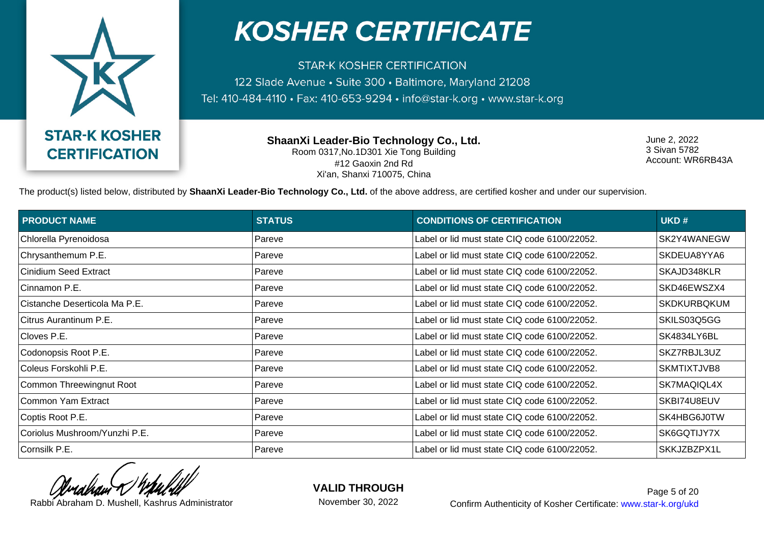# KOSHER CERTIFICATE

STAR-K KOSHER CERTIFICATION
122 Slade Avenue • Suite 300 • Baltimore, Maryland 21208
Tel: 410-484-4110 • Fax: 410-653-9294 • info@star-k.org • www.star-k.org

**STAR-K KOSHER CERTIFICATION**

**ShaanXi Leader-Bio Technology Co., Ltd.**
Room 0317,No.1D301 Xie Tong Building
#12 Gaoxin 2nd Rd
Xi'an, Shanxi 710075, China

June 2, 2022
3 Sivan 5782
Account: WR6RB43A

The product(s) listed below, distributed by **ShaanXi Leader-Bio Technology Co., Ltd.** of the above address, are certified kosher and under our supervision.

| PRODUCT NAME | STATUS | CONDITIONS OF CERTIFICATION | UKD # |
|---|---|---|---|
| Chlorella Pyrenoidosa | Pareve | Label or lid must state CIQ code 6100/22052. | SK2Y4WANEGW |
| Chrysanthemum P.E. | Pareve | Label or lid must state CIQ code 6100/22052. | SKDEUA8YYA6 |
| Cinidium Seed Extract | Pareve | Label or lid must state CIQ code 6100/22052. | SKAJD348KLR |
| Cinnamon P.E. | Pareve | Label or lid must state CIQ code 6100/22052. | SKD46EWSZX4 |
| Cistanche Deserticola Ma P.E. | Pareve | Label or lid must state CIQ code 6100/22052. | SKDKURBQKUM |
| Citrus Aurantinum P.E. | Pareve | Label or lid must state CIQ code 6100/22052. | SKILS03Q5GG |
| Cloves P.E. | Pareve | Label or lid must state CIQ code 6100/22052. | SK4834LY6BL |
| Codonopsis Root P.E. | Pareve | Label or lid must state CIQ code 6100/22052. | SKZ7RBJL3UZ |
| Coleus Forskohli P.E. | Pareve | Label or lid must state CIQ code 6100/22052. | SKMTIXTJVB8 |
| Common Threewingnut Root | Pareve | Label or lid must state CIQ code 6100/22052. | SK7MAQIQL4X |
| Common Yam Extract | Pareve | Label or lid must state CIQ code 6100/22052. | SKBI74U8EUV |
| Coptis Root P.E. | Pareve | Label or lid must state CIQ code 6100/22052. | SK4HBG6J0TW |
| Coriolus Mushroom/Yunzhi P.E. | Pareve | Label or lid must state CIQ code 6100/22052. | SK6GQTIJY7X |
| Cornsilk P.E. | Pareve | Label or lid must state CIQ code 6100/22052. | SKKJZBZPX1L |

Rabbi Abraham D. Mushell, Kashrus Administrator

**VALID THROUGH**
November 30, 2022

Confirm Authenticity of Kosher Certificate: www.star-k.org/ukd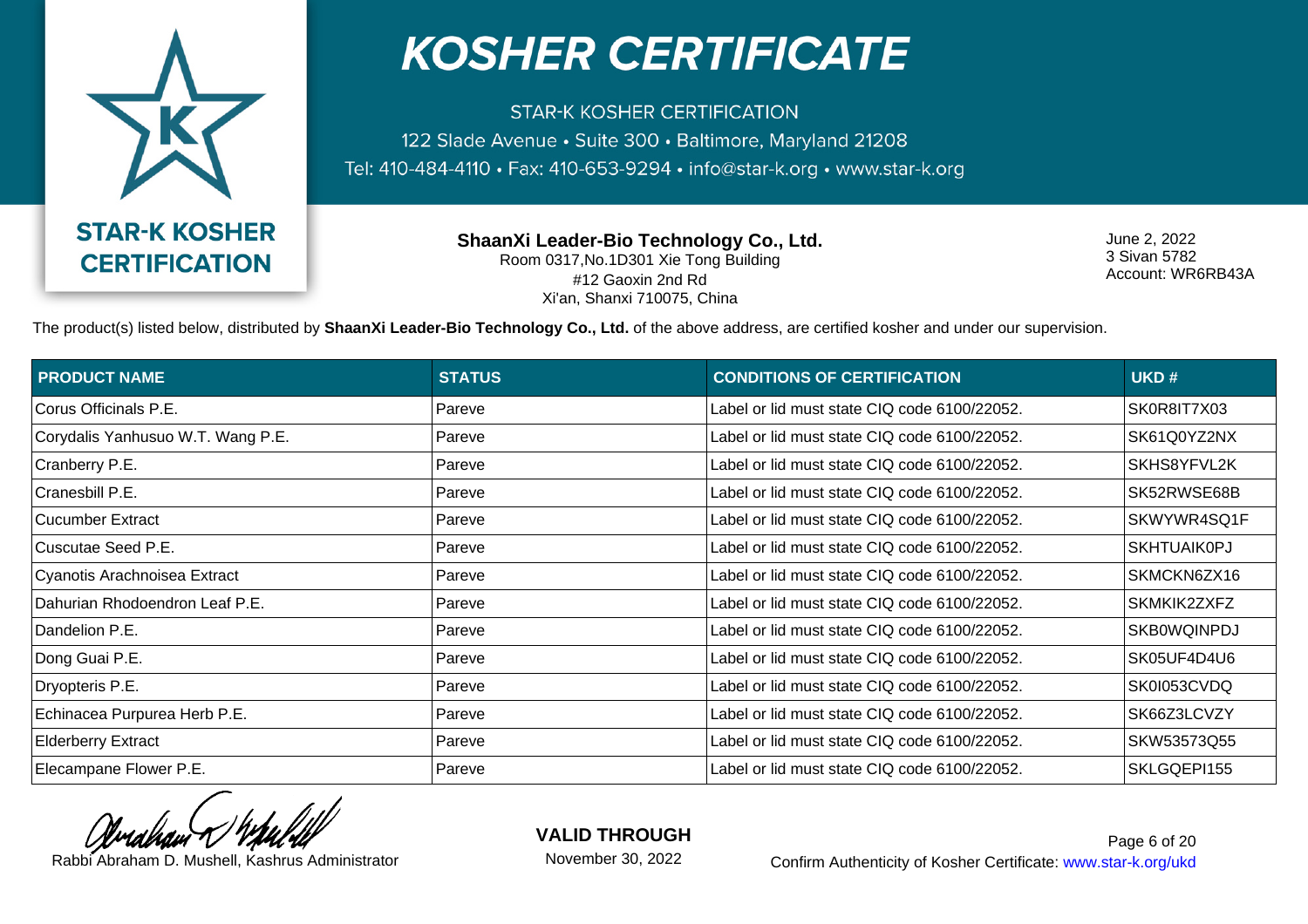STAR-K KOSHER CERTIFICATION

# KOSHER CERTIFICATE

STAR-K KOSHER CERTIFICATION
122 Slade Avenue • Suite 300 • Baltimore, Maryland 21208
Tel: 410-484-4110 • Fax: 410-653-9294 • info@star-k.org • www.star-k.org

**ShaanXi Leader-Bio Technology Co., Ltd.**
Room 0317,No.1D301 Xie Tong Building
#12 Gaoxin 2nd Rd
Xi'an, Shanxi 710075, China

June 2, 2022
3 Sivan 5782
Account: WR6RB43A

The product(s) listed below, distributed by **ShaanXi Leader-Bio Technology Co., Ltd.** of the above address, are certified kosher and under our supervision.

| PRODUCT NAME | STATUS | CONDITIONS OF CERTIFICATION | UKD # |
|---|---|---|---|
| Corus Officinals P.E. | Pareve | Label or lid must state CIQ code 6100/22052. | SK0R8IT7X03 |
| Corydalis Yanhusuo W.T. Wang P.E. | Pareve | Label or lid must state CIQ code 6100/22052. | SK61Q0YZ2NX |
| Cranberry P.E. | Pareve | Label or lid must state CIQ code 6100/22052. | SKHS8YFVL2K |
| Cranesbill P.E. | Pareve | Label or lid must state CIQ code 6100/22052. | SK52RWSE68B |
| Cucumber Extract | Pareve | Label or lid must state CIQ code 6100/22052. | SKWYWR4SQ1F |
| Cuscutae Seed P.E. | Pareve | Label or lid must state CIQ code 6100/22052. | SKHTUAIK0PJ |
| Cyanotis Arachnoisea Extract | Pareve | Label or lid must state CIQ code 6100/22052. | SKMCKN6ZX16 |
| Dahurian Rhodoendron Leaf P.E. | Pareve | Label or lid must state CIQ code 6100/22052. | SKMKIK2ZXFZ |
| Dandelion P.E. | Pareve | Label or lid must state CIQ code 6100/22052. | SKB0WQINPDJ |
| Dong Guai P.E. | Pareve | Label or lid must state CIQ code 6100/22052. | SK05UF4D4U6 |
| Dryopteris P.E. | Pareve | Label or lid must state CIQ code 6100/22052. | SK0I053CVDQ |
| Echinacea Purpurea Herb P.E. | Pareve | Label or lid must state CIQ code 6100/22052. | SK66Z3LCVZY |
| Elderberry Extract | Pareve | Label or lid must state CIQ code 6100/22052. | SKW53573Q55 |
| Elecampane Flower P.E. | Pareve | Label or lid must state CIQ code 6100/22052. | SKLGQEPI155 |

Rabbi Abraham D. Mushell, Kashrus Administrator

**VALID THROUGH**
November 30, 2022

Confirm Authenticity of Kosher Certificate: www.star-k.org/ukd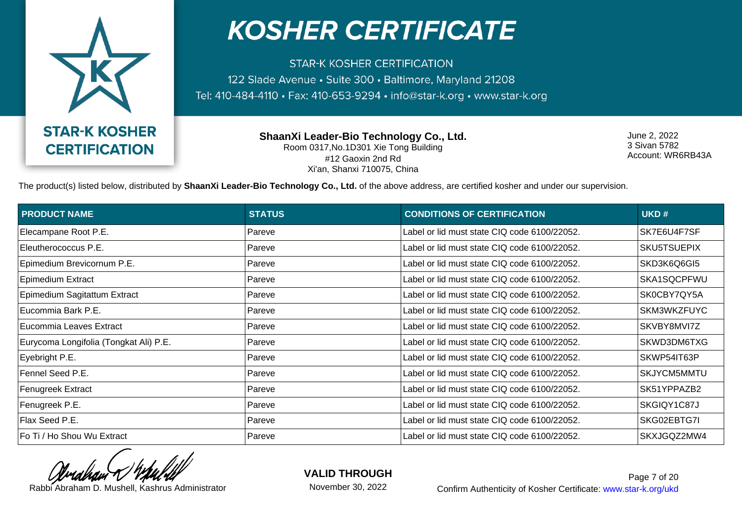# KOSHER CERTIFICATE

STAR-K KOSHER CERTIFICATION

122 Slade Avenue • Suite 300 • Baltimore, Maryland 21208

Tel: 410-484-4110 • Fax: 410-653-9294 • info@star-k.org • www.star-k.org

STAR-K KOSHER CERTIFICATION

**ShaanXi Leader-Bio Technology Co., Ltd.**
Room 0317,No.1D301 Xie Tong Building
#12 Gaoxin 2nd Rd
Xi'an, Shanxi 710075, China

June 2, 2022
3 Sivan 5782
Account: WR6RB43A

The product(s) listed below, distributed by **ShaanXi Leader-Bio Technology Co., Ltd.** of the above address, are certified kosher and under our supervision.

| PRODUCT NAME | STATUS | CONDITIONS OF CERTIFICATION | UKD # |
|---|---|---|---|
| Elecampane Root P.E. | Pareve | Label or lid must state CIQ code 6100/22052. | SK7E6U4F7SF |
| Eleutherococcus P.E. | Pareve | Label or lid must state CIQ code 6100/22052. | SKU5TSUEPIX |
| Epimedium Brevicornum P.E. | Pareve | Label or lid must state CIQ code 6100/22052. | SKD3K6Q6GI5 |
| Epimedium Extract | Pareve | Label or lid must state CIQ code 6100/22052. | SKA1SQCPFWU |
| Epimedium Sagitattum Extract | Pareve | Label or lid must state CIQ code 6100/22052. | SK0CBY7QY5A |
| Eucommia Bark P.E. | Pareve | Label or lid must state CIQ code 6100/22052. | SKM3WKZFUYC |
| Eucommia Leaves Extract | Pareve | Label or lid must state CIQ code 6100/22052. | SKVBY8MVI7Z |
| Eurycoma Longifolia (Tongkat Ali) P.E. | Pareve | Label or lid must state CIQ code 6100/22052. | SKWD3DM6TXG |
| Eyebright P.E. | Pareve | Label or lid must state CIQ code 6100/22052. | SKWP54IT63P |
| Fennel Seed P.E. | Pareve | Label or lid must state CIQ code 6100/22052. | SKJYCM5MMTU |
| Fenugreek Extract | Pareve | Label or lid must state CIQ code 6100/22052. | SK51YPPAZB2 |
| Fenugreek P.E. | Pareve | Label or lid must state CIQ code 6100/22052. | SKGIQY1C87J |
| Flax Seed P.E. | Pareve | Label or lid must state CIQ code 6100/22052. | SKG02EBTG7I |
| Fo Ti / Ho Shou Wu Extract | Pareve | Label or lid must state CIQ code 6100/22052. | SKXJGQZ2MW4 |

Rabbi Abraham D. Mushell, Kashrus Administrator

**VALID THROUGH**
November 30, 2022

Confirm Authenticity of Kosher Certificate: www.star-k.org/ukd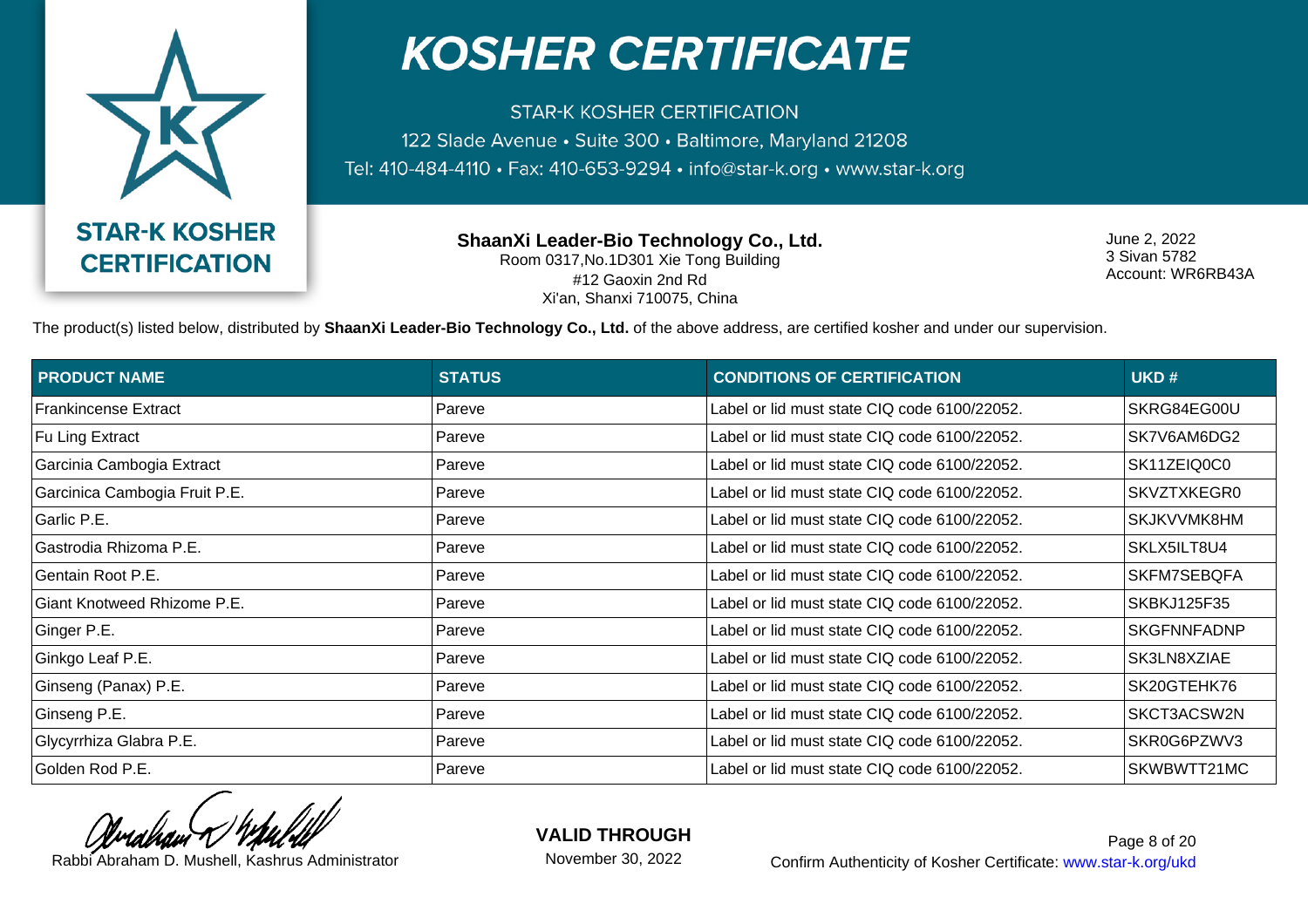# KOSHER CERTIFICATE

STAR-K KOSHER CERTIFICATION

122 Slade Avenue • Suite 300 • Baltimore, Maryland 21208

Tel: 410-484-4110 • Fax: 410-653-9294 • info@star-k.org • www.star-k.org

STAR-K KOSHER CERTIFICATION

**ShaanXi Leader-Bio Technology Co., Ltd.**
Room 0317,No.1D301 Xie Tong Building
#12 Gaoxin 2nd Rd
Xi'an, Shanxi 710075, China

June 2, 2022
3 Sivan 5782
Account: WR6RB43A

The product(s) listed below, distributed by **ShaanXi Leader-Bio Technology Co., Ltd.** of the above address, are certified kosher and under our supervision.

| PRODUCT NAME | STATUS | CONDITIONS OF CERTIFICATION | UKD # |
|---|---|---|---|
| Frankincense Extract | Pareve | Label or lid must state CIQ code 6100/22052. | SKRG84EG00U |
| Fu Ling Extract | Pareve | Label or lid must state CIQ code 6100/22052. | SK7V6AM6DG2 |
| Garcinia Cambogia Extract | Pareve | Label or lid must state CIQ code 6100/22052. | SK11ZEIQ0C0 |
| Garcinica Cambogia Fruit P.E. | Pareve | Label or lid must state CIQ code 6100/22052. | SKVZTXKEGR0 |
| Garlic P.E. | Pareve | Label or lid must state CIQ code 6100/22052. | SKJKVVMK8HM |
| Gastrodia Rhizoma P.E. | Pareve | Label or lid must state CIQ code 6100/22052. | SKLX5ILT8U4 |
| Gentain Root P.E. | Pareve | Label or lid must state CIQ code 6100/22052. | SKFM7SEBQFA |
| Giant Knotweed Rhizome P.E. | Pareve | Label or lid must state CIQ code 6100/22052. | SKBKJ125F35 |
| Ginger P.E. | Pareve | Label or lid must state CIQ code 6100/22052. | SKGFNNFADNP |
| Ginkgo Leaf P.E. | Pareve | Label or lid must state CIQ code 6100/22052. | SK3LN8XZIAE |
| Ginseng (Panax) P.E. | Pareve | Label or lid must state CIQ code 6100/22052. | SK20GTEHK76 |
| Ginseng P.E. | Pareve | Label or lid must state CIQ code 6100/22052. | SKCT3ACSW2N |
| Glycyrrhiza Glabra P.E. | Pareve | Label or lid must state CIQ code 6100/22052. | SKR0G6PZWV3 |
| Golden Rod P.E. | Pareve | Label or lid must state CIQ code 6100/22052. | SKWBWTT21MC |

Rabbi Abraham D. Mushell, Kashrus Administrator

**VALID THROUGH**
November 30, 2022

Confirm Authenticity of Kosher Certificate: www.star-k.org/ukd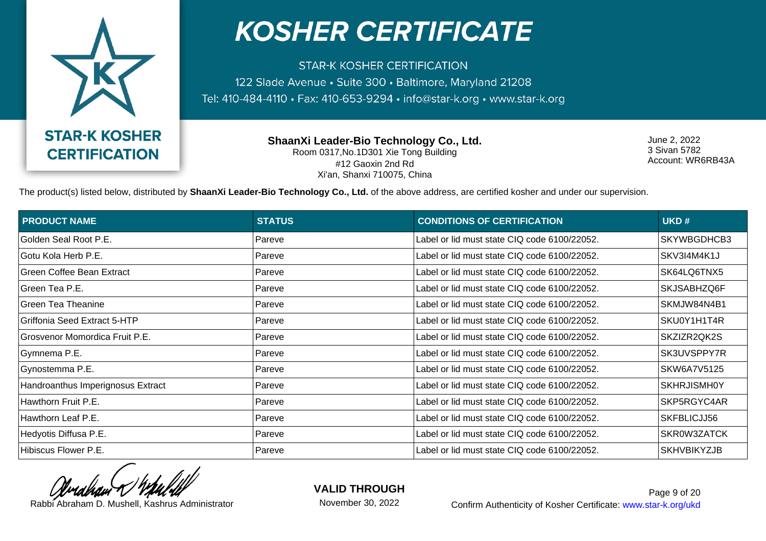# KOSHER CERTIFICATE

STAR-K KOSHER CERTIFICATION

122 Slade Avenue • Suite 300 • Baltimore, Maryland 21208

Tel: 410-484-4110 • Fax: 410-653-9294 • info@star-k.org • www.star-k.org

STAR-K KOSHER CERTIFICATION

**ShaanXi Leader-Bio Technology Co., Ltd.**
Room 0317,No.1D301 Xie Tong Building
#12 Gaoxin 2nd Rd
Xi'an, Shanxi 710075, China

June 2, 2022
3 Sivan 5782
Account: WR6RB43A

The product(s) listed below, distributed by **ShaanXi Leader-Bio Technology Co., Ltd.** of the above address, are certified kosher and under our supervision.

| PRODUCT NAME | STATUS | CONDITIONS OF CERTIFICATION | UKD # |
|---|---|---|---|
| Golden Seal Root P.E. | Pareve | Label or lid must state CIQ code 6100/22052. | SKYWBGDHCB3 |
| Gotu Kola Herb P.E. | Pareve | Label or lid must state CIQ code 6100/22052. | SKV3I4M4K1J |
| Green Coffee Bean Extract | Pareve | Label or lid must state CIQ code 6100/22052. | SK64LQ6TNX5 |
| Green Tea P.E. | Pareve | Label or lid must state CIQ code 6100/22052. | SKJSABHZQ6F |
| Green Tea Theanine | Pareve | Label or lid must state CIQ code 6100/22052. | SKMJW84N4B1 |
| Griffonia Seed Extract 5-HTP | Pareve | Label or lid must state CIQ code 6100/22052. | SKU0Y1H1T4R |
| Grosvenor Momordica Fruit P.E. | Pareve | Label or lid must state CIQ code 6100/22052. | SKZIZR2QK2S |
| Gymnema P.E. | Pareve | Label or lid must state CIQ code 6100/22052. | SK3UVSPPY7R |
| Gynostemma P.E. | Pareve | Label or lid must state CIQ code 6100/22052. | SKW6A7V5125 |
| Handroanthus Imperignosus Extract | Pareve | Label or lid must state CIQ code 6100/22052. | SKHRJISMH0Y |
| Hawthorn Fruit P.E. | Pareve | Label or lid must state CIQ code 6100/22052. | SKP5RGYC4AR |
| Hawthorn Leaf P.E. | Pareve | Label or lid must state CIQ code 6100/22052. | SKFBLICJJ56 |
| Hedyotis Diffusa P.E. | Pareve | Label or lid must state CIQ code 6100/22052. | SKR0W3ZATCK |
| Hibiscus Flower P.E. | Pareve | Label or lid must state CIQ code 6100/22052. | SKHVBIKYZJB |

Rabbi Abraham D. Mushell, Kashrus Administrator

**VALID THROUGH**
November 30, 2022

Confirm Authenticity of Kosher Certificate: www.star-k.org/ukd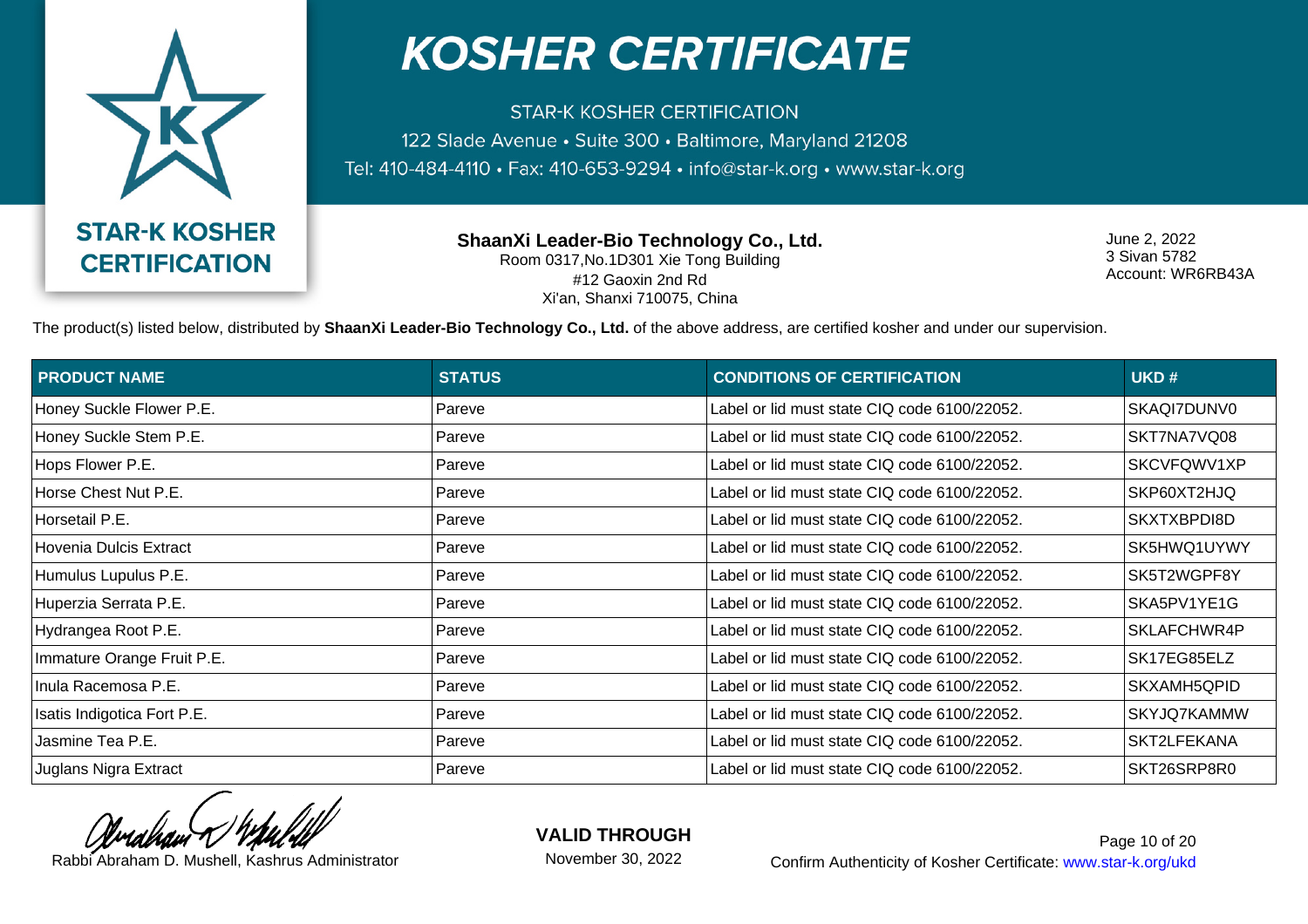# KOSHER CERTIFICATE

STAR-K KOSHER CERTIFICATION
122 Slade Avenue • Suite 300 • Baltimore, Maryland 21208
Tel: 410-484-4110 • Fax: 410-653-9294 • info@star-k.org • www.star-k.org

STAR-K KOSHER CERTIFICATION

**ShaanXi Leader-Bio Technology Co., Ltd.**
Room 0317,No.1D301 Xie Tong Building
#12 Gaoxin 2nd Rd
Xi'an, Shanxi 710075, China

June 2, 2022
3 Sivan 5782
Account: WR6RB43A

The product(s) listed below, distributed by **ShaanXi Leader-Bio Technology Co., Ltd.** of the above address, are certified kosher and under our supervision.

| PRODUCT NAME | STATUS | CONDITIONS OF CERTIFICATION | UKD # |
|---|---|---|---|
| Honey Suckle Flower P.E. | Pareve | Label or lid must state CIQ code 6100/22052. | SKAQI7DUNV0 |
| Honey Suckle Stem P.E. | Pareve | Label or lid must state CIQ code 6100/22052. | SKT7NA7VQ08 |
| Hops Flower P.E. | Pareve | Label or lid must state CIQ code 6100/22052. | SKCVFQWV1XP |
| Horse Chest Nut P.E. | Pareve | Label or lid must state CIQ code 6100/22052. | SKP60XT2HJQ |
| Horsetail P.E. | Pareve | Label or lid must state CIQ code 6100/22052. | SKXTXBPDI8D |
| Hovenia Dulcis Extract | Pareve | Label or lid must state CIQ code 6100/22052. | SK5HWQ1UYWY |
| Humulus Lupulus P.E. | Pareve | Label or lid must state CIQ code 6100/22052. | SK5T2WGPF8Y |
| Huperzia Serrata P.E. | Pareve | Label or lid must state CIQ code 6100/22052. | SKA5PV1YE1G |
| Hydrangea Root P.E. | Pareve | Label or lid must state CIQ code 6100/22052. | SKLAFCHWR4P |
| Immature Orange Fruit P.E. | Pareve | Label or lid must state CIQ code 6100/22052. | SK17EG85ELZ |
| Inula Racemosa P.E. | Pareve | Label or lid must state CIQ code 6100/22052. | SKXAMH5QPID |
| Isatis Indigotica Fort P.E. | Pareve | Label or lid must state CIQ code 6100/22052. | SKYJQ7KAMMW |
| Jasmine Tea P.E. | Pareve | Label or lid must state CIQ code 6100/22052. | SKT2LFEKANA |
| Juglans Nigra Extract | Pareve | Label or lid must state CIQ code 6100/22052. | SKT26SRP8R0 |

Rabbi Abraham D. Mushell, Kashrus Administrator

**VALID THROUGH**
November 30, 2022

Confirm Authenticity of Kosher Certificate: www.star-k.org/ukd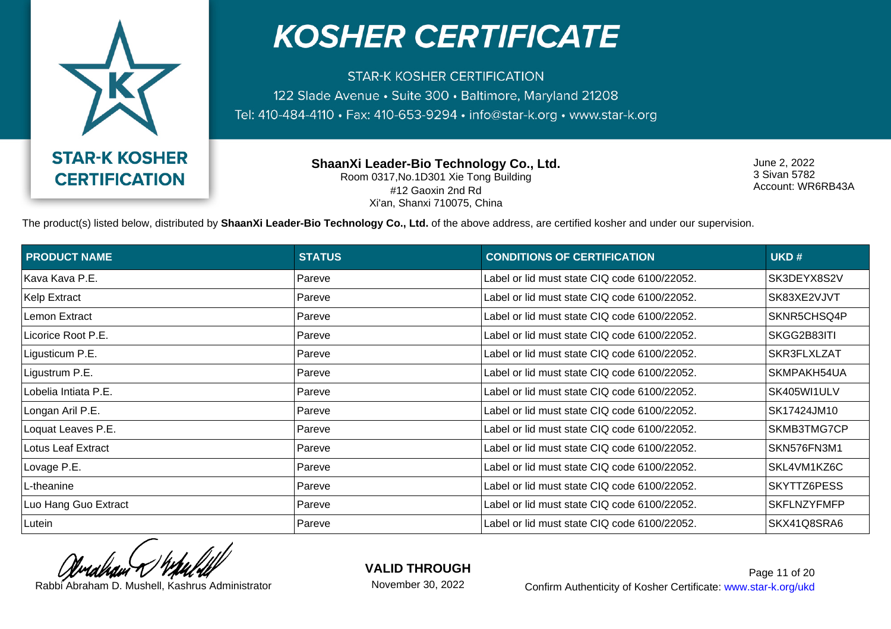# KOSHER CERTIFICATE

STAR-K KOSHER CERTIFICATION

122 Slade Avenue • Suite 300 • Baltimore, Maryland 21208

Tel: 410-484-4110 • Fax: 410-653-9294 • info@star-k.org • www.star-k.org

STAR-K KOSHER CERTIFICATION

**ShaanXi Leader-Bio Technology Co., Ltd.**
Room 0317,No.1D301 Xie Tong Building
#12 Gaoxin 2nd Rd
Xi'an, Shanxi 710075, China

June 2, 2022
3 Sivan 5782
Account: WR6RB43A

The product(s) listed below, distributed by **ShaanXi Leader-Bio Technology Co., Ltd.** of the above address, are certified kosher and under our supervision.

| PRODUCT NAME | STATUS | CONDITIONS OF CERTIFICATION | UKD # |
|---|---|---|---|
| Kava Kava P.E. | Pareve | Label or lid must state CIQ code 6100/22052. | SK3DEYX8S2V |
| Kelp Extract | Pareve | Label or lid must state CIQ code 6100/22052. | SK83XE2VJVT |
| Lemon Extract | Pareve | Label or lid must state CIQ code 6100/22052. | SKNR5CHSQ4P |
| Licorice Root P.E. | Pareve | Label or lid must state CIQ code 6100/22052. | SKGG2B83ITI |
| Ligusticum P.E. | Pareve | Label or lid must state CIQ code 6100/22052. | SKR3FLXLZAT |
| Ligustrum P.E. | Pareve | Label or lid must state CIQ code 6100/22052. | SKMPAKH54UA |
| Lobelia Intiata P.E. | Pareve | Label or lid must state CIQ code 6100/22052. | SK405WI1ULV |
| Longan Aril P.E. | Pareve | Label or lid must state CIQ code 6100/22052. | SK17424JM10 |
| Loquat Leaves P.E. | Pareve | Label or lid must state CIQ code 6100/22052. | SKMB3TMG7CP |
| Lotus Leaf Extract | Pareve | Label or lid must state CIQ code 6100/22052. | SKN576FN3M1 |
| Lovage P.E. | Pareve | Label or lid must state CIQ code 6100/22052. | SKL4VM1KZ6C |
| L-theanine | Pareve | Label or lid must state CIQ code 6100/22052. | SKYTTZ6PESS |
| Luo Hang Guo Extract | Pareve | Label or lid must state CIQ code 6100/22052. | SKFLNZYFMFP |
| Lutein | Pareve | Label or lid must state CIQ code 6100/22052. | SKX41Q8SRA6 |

Rabbi Abraham D. Mushell, Kashrus Administrator

**VALID THROUGH**
November 30, 2022

Confirm Authenticity of Kosher Certificate: www.star-k.org/ukd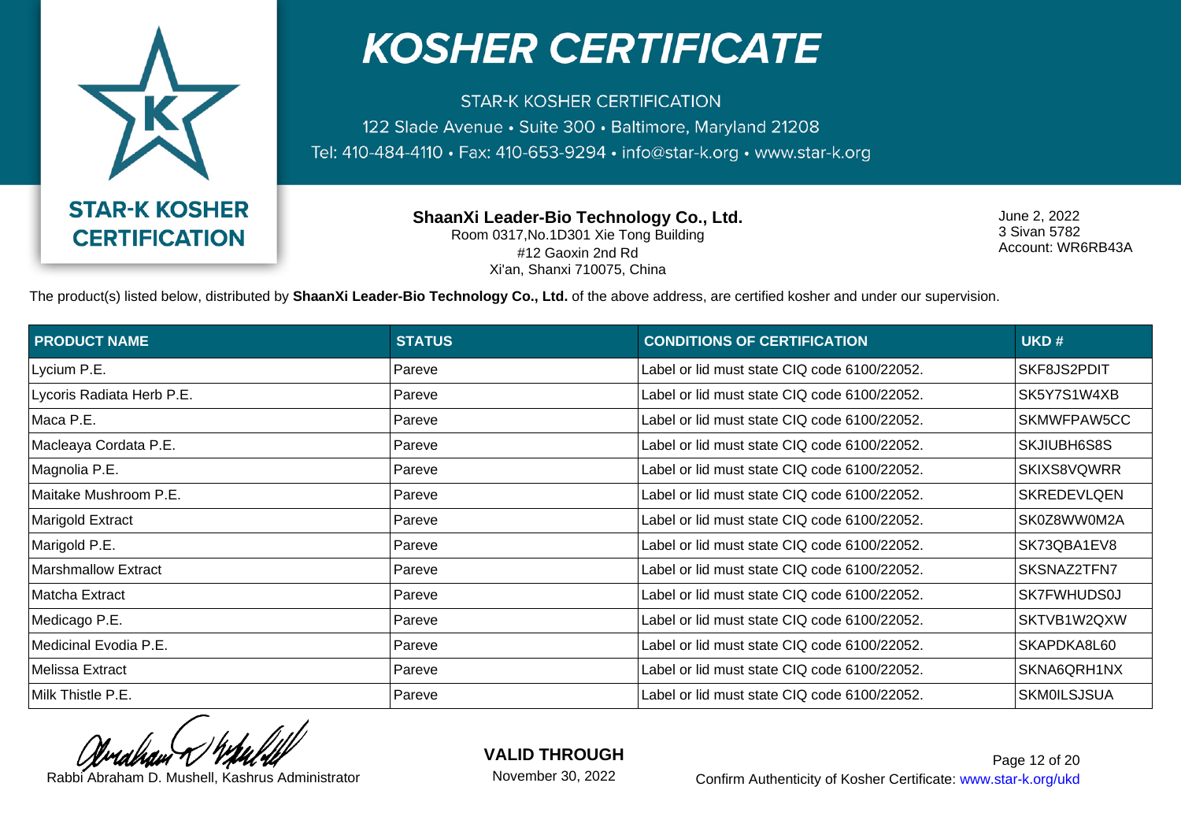**STAR-K KOSHER CERTIFICATION**

# KOSHER CERTIFICATE

STAR-K KOSHER CERTIFICATION
122 Slade Avenue • Suite 300 • Baltimore, Maryland 21208
Tel: 410-484-4110 • Fax: 410-653-9294 • info@star-k.org • www.star-k.org

**ShaanXi Leader-Bio Technology Co., Ltd.**
Room 0317,No.1D301 Xie Tong Building
#12 Gaoxin 2nd Rd
Xi'an, Shanxi 710075, China

June 2, 2022
3 Sivan 5782
Account: WR6RB43A

The product(s) listed below, distributed by **ShaanXi Leader-Bio Technology Co., Ltd.** of the above address, are certified kosher and under our supervision.

| PRODUCT NAME | STATUS | CONDITIONS OF CERTIFICATION | UKD # |
|---|---|---|---|
| Lycium P.E. | Pareve | Label or lid must state CIQ code 6100/22052. | SKF8JS2PDIT |
| Lycoris Radiata Herb P.E. | Pareve | Label or lid must state CIQ code 6100/22052. | SK5Y7S1W4XB |
| Maca P.E. | Pareve | Label or lid must state CIQ code 6100/22052. | SKMWFPAW5CC |
| Macleaya Cordata P.E. | Pareve | Label or lid must state CIQ code 6100/22052. | SKJIUBH6S8S |
| Magnolia P.E. | Pareve | Label or lid must state CIQ code 6100/22052. | SKIXS8VQWRR |
| Maitake Mushroom P.E. | Pareve | Label or lid must state CIQ code 6100/22052. | SKREDEVLQEN |
| Marigold Extract | Pareve | Label or lid must state CIQ code 6100/22052. | SK0Z8WW0M2A |
| Marigold P.E. | Pareve | Label or lid must state CIQ code 6100/22052. | SK73QBA1EV8 |
| Marshmallow Extract | Pareve | Label or lid must state CIQ code 6100/22052. | SKSNAZ2TFN7 |
| Matcha Extract | Pareve | Label or lid must state CIQ code 6100/22052. | SK7FWHUDS0J |
| Medicago P.E. | Pareve | Label or lid must state CIQ code 6100/22052. | SKTVB1W2QXW |
| Medicinal Evodia P.E. | Pareve | Label or lid must state CIQ code 6100/22052. | SKAPDKA8L60 |
| Melissa Extract | Pareve | Label or lid must state CIQ code 6100/22052. | SKNA6QRH1NX |
| Milk Thistle P.E. | Pareve | Label or lid must state CIQ code 6100/22052. | SKM0ILSJSUA |

Rabbi Abraham D. Mushell, Kashrus Administrator

**VALID THROUGH**
November 30, 2022

Confirm Authenticity of Kosher Certificate: www.star-k.org/ukd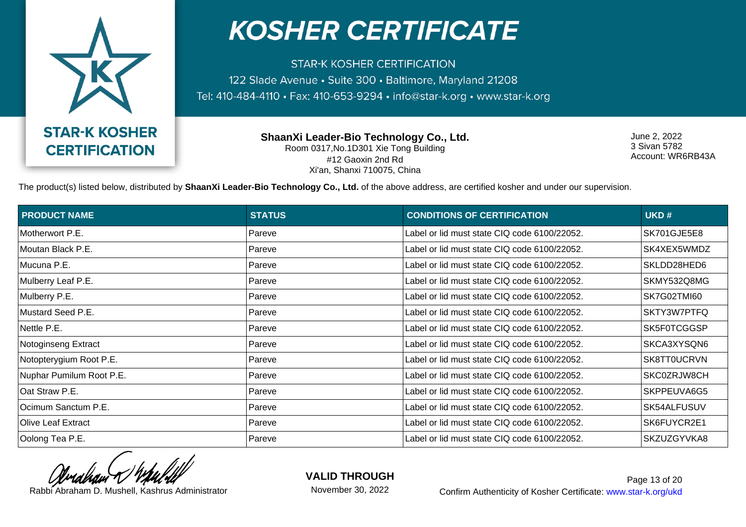# KOSHER CERTIFICATE

STAR-K KOSHER CERTIFICATION
122 Slade Avenue • Suite 300 • Baltimore, Maryland 21208
Tel: 410-484-4110 • Fax: 410-653-9294 • info@star-k.org • www.star-k.org

**STAR-K KOSHER CERTIFICATION**

**ShaanXi Leader-Bio Technology Co., Ltd.**
Room 0317,No.1D301 Xie Tong Building
#12 Gaoxin 2nd Rd
Xi'an, Shanxi 710075, China

June 2, 2022
3 Sivan 5782
Account: WR6RB43A

The product(s) listed below, distributed by **ShaanXi Leader-Bio Technology Co., Ltd.** of the above address, are certified kosher and under our supervision.

| PRODUCT NAME | STATUS | CONDITIONS OF CERTIFICATION | UKD # |
|---|---|---|---|
| Motherwort P.E. | Pareve | Label or lid must state CIQ code 6100/22052. | SK701GJE5E8 |
| Moutan Black P.E. | Pareve | Label or lid must state CIQ code 6100/22052. | SK4XEX5WMDZ |
| Mucuna P.E. | Pareve | Label or lid must state CIQ code 6100/22052. | SKLDD28HED6 |
| Mulberry Leaf P.E. | Pareve | Label or lid must state CIQ code 6100/22052. | SKMY532Q8MG |
| Mulberry P.E. | Pareve | Label or lid must state CIQ code 6100/22052. | SK7G02TMI60 |
| Mustard Seed P.E. | Pareve | Label or lid must state CIQ code 6100/22052. | SKTY3W7PTFQ |
| Nettle P.E. | Pareve | Label or lid must state CIQ code 6100/22052. | SK5F0TCGGSP |
| Notoginseng Extract | Pareve | Label or lid must state CIQ code 6100/22052. | SKCA3XYSQN6 |
| Notopterygium Root P.E. | Pareve | Label or lid must state CIQ code 6100/22052. | SK8TT0UCRVN |
| Nuphar Pumilum Root P.E. | Pareve | Label or lid must state CIQ code 6100/22052. | SKC0ZRJW8CH |
| Oat Straw P.E. | Pareve | Label or lid must state CIQ code 6100/22052. | SKPPEUVA6G5 |
| Ocimum Sanctum P.E. | Pareve | Label or lid must state CIQ code 6100/22052. | SK54ALFUSUV |
| Olive Leaf Extract | Pareve | Label or lid must state CIQ code 6100/22052. | SK6FUYCR2E1 |
| Oolong Tea P.E. | Pareve | Label or lid must state CIQ code 6100/22052. | SKZUZGYVKA8 |

Rabbi Abraham D. Mushell, Kashrus Administrator

**VALID THROUGH**
November 30, 2022

Confirm Authenticity of Kosher Certificate: www.star-k.org/ukd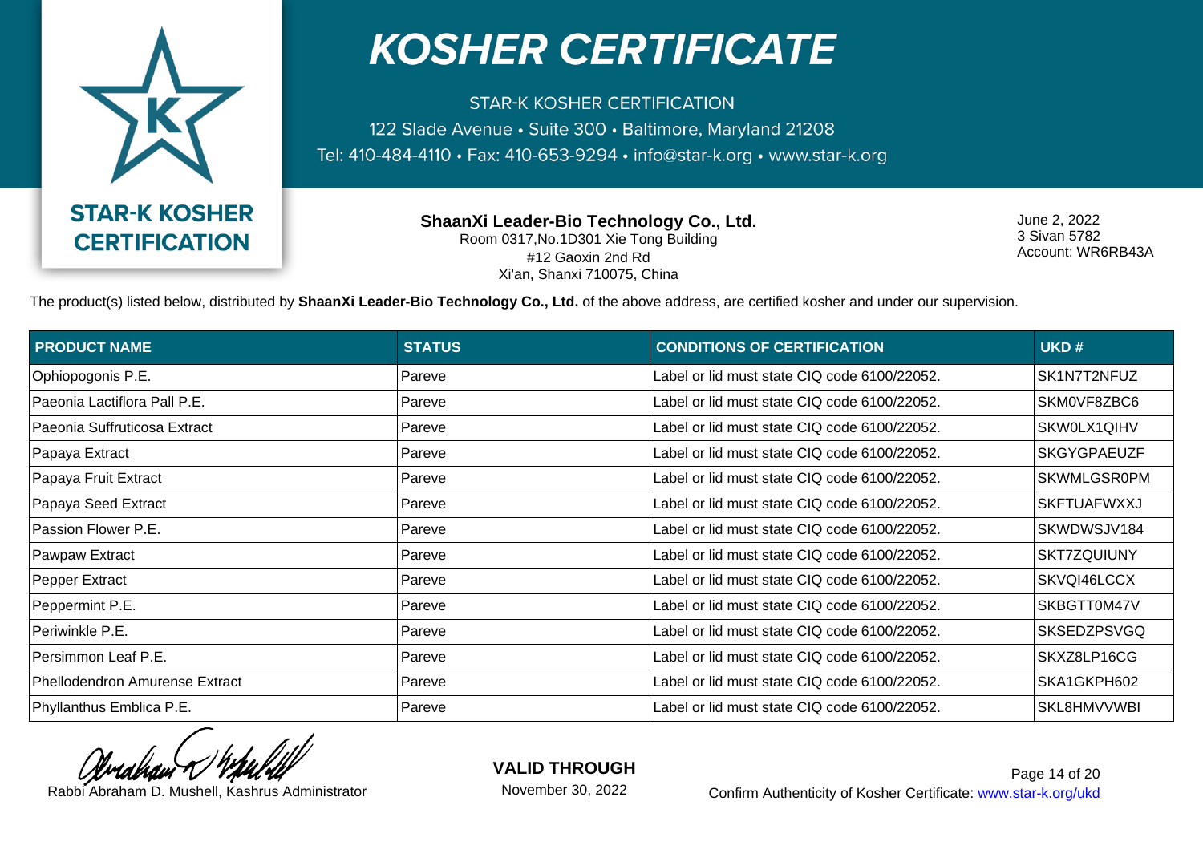# KOSHER CERTIFICATE

STAR-K KOSHER CERTIFICATION
122 Slade Avenue • Suite 300 • Baltimore, Maryland 21208
Tel: 410-484-4110 • Fax: 410-653-9294 • info@star-k.org • www.star-k.org

STAR-K KOSHER CERTIFICATION

**ShaanXi Leader-Bio Technology Co., Ltd.**
Room 0317,No.1D301 Xie Tong Building
#12 Gaoxin 2nd Rd
Xi'an, Shanxi 710075, China

June 2, 2022
3 Sivan 5782
Account: WR6RB43A

The product(s) listed below, distributed by **ShaanXi Leader-Bio Technology Co., Ltd.** of the above address, are certified kosher and under our supervision.

| PRODUCT NAME | STATUS | CONDITIONS OF CERTIFICATION | UKD # |
|---|---|---|---|
| Ophiopogonis P.E. | Pareve | Label or lid must state CIQ code 6100/22052. | SK1N7T2NFUZ |
| Paeonia Lactiflora Pall P.E. | Pareve | Label or lid must state CIQ code 6100/22052. | SKM0VF8ZBC6 |
| Paeonia Suffruticosa Extract | Pareve | Label or lid must state CIQ code 6100/22052. | SKW0LX1QIHV |
| Papaya Extract | Pareve | Label or lid must state CIQ code 6100/22052. | SKGYGPAEUZF |
| Papaya Fruit Extract | Pareve | Label or lid must state CIQ code 6100/22052. | SKWMLGSR0PM |
| Papaya Seed Extract | Pareve | Label or lid must state CIQ code 6100/22052. | SKFTUAFWXXJ |
| Passion Flower P.E. | Pareve | Label or lid must state CIQ code 6100/22052. | SKWDWSJV184 |
| Pawpaw Extract | Pareve | Label or lid must state CIQ code 6100/22052. | SKT7ZQUIUNY |
| Pepper Extract | Pareve | Label or lid must state CIQ code 6100/22052. | SKVQI46LCCX |
| Peppermint P.E. | Pareve | Label or lid must state CIQ code 6100/22052. | SKBGTT0M47V |
| Periwinkle P.E. | Pareve | Label or lid must state CIQ code 6100/22052. | SKSEDZPSVGQ |
| Persimmon Leaf P.E. | Pareve | Label or lid must state CIQ code 6100/22052. | SKXZ8LP16CG |
| Phellodendron Amurense Extract | Pareve | Label or lid must state CIQ code 6100/22052. | SKA1GKPH602 |
| Phyllanthus Emblica P.E. | Pareve | Label or lid must state CIQ code 6100/22052. | SKL8HMVVWBI |

Rabbi Abraham D. Mushell, Kashrus Administrator

**VALID THROUGH**
November 30, 2022

Confirm Authenticity of Kosher Certificate: www.star-k.org/ukd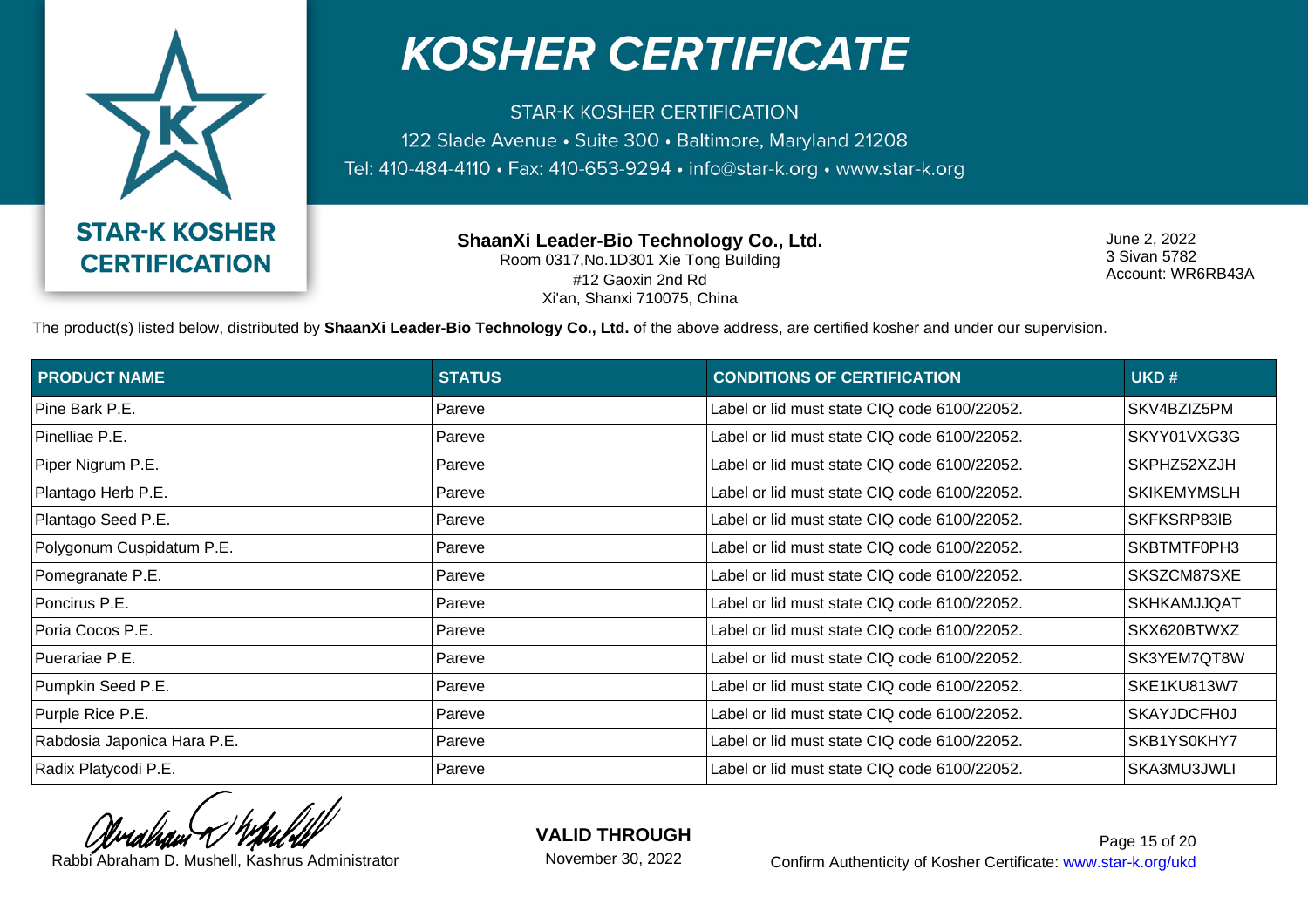# KOSHER CERTIFICATE

STAR-K KOSHER CERTIFICATION
122 Slade Avenue • Suite 300 • Baltimore, Maryland 21208
Tel: 410-484-4110 • Fax: 410-653-9294 • info@star-k.org • www.star-k.org

**STAR-K KOSHER CERTIFICATION**

**ShaanXi Leader-Bio Technology Co., Ltd.**
Room 0317,No.1D301 Xie Tong Building
#12 Gaoxin 2nd Rd
Xi'an, Shanxi 710075, China

June 2, 2022
3 Sivan 5782
Account: WR6RB43A

The product(s) listed below, distributed by **ShaanXi Leader-Bio Technology Co., Ltd.** of the above address, are certified kosher and under our supervision.

| PRODUCT NAME | STATUS | CONDITIONS OF CERTIFICATION | UKD # |
|---|---|---|---|
| Pine Bark P.E. | Pareve | Label or lid must state CIQ code 6100/22052. | SKV4BZIZ5PM |
| Pinelliae P.E. | Pareve | Label or lid must state CIQ code 6100/22052. | SKYY01VXG3G |
| Piper Nigrum P.E. | Pareve | Label or lid must state CIQ code 6100/22052. | SKPHZ52XZJH |
| Plantago Herb P.E. | Pareve | Label or lid must state CIQ code 6100/22052. | SKIKEMYMSLH |
| Plantago Seed P.E. | Pareve | Label or lid must state CIQ code 6100/22052. | SKFKSRP83IB |
| Polygonum Cuspidatum P.E. | Pareve | Label or lid must state CIQ code 6100/22052. | SKBTMTF0PH3 |
| Pomegranate P.E. | Pareve | Label or lid must state CIQ code 6100/22052. | SKSZCM87SXE |
| Poncirus P.E. | Pareve | Label or lid must state CIQ code 6100/22052. | SKHKAMJJQAT |
| Poria Cocos P.E. | Pareve | Label or lid must state CIQ code 6100/22052. | SKX620BTWXZ |
| Puerariae P.E. | Pareve | Label or lid must state CIQ code 6100/22052. | SK3YEM7QT8W |
| Pumpkin Seed P.E. | Pareve | Label or lid must state CIQ code 6100/22052. | SKE1KU813W7 |
| Purple Rice P.E. | Pareve | Label or lid must state CIQ code 6100/22052. | SKAYJDCFH0J |
| Rabdosia Japonica Hara P.E. | Pareve | Label or lid must state CIQ code 6100/22052. | SKB1YS0KHY7 |
| Radix Platycodi P.E. | Pareve | Label or lid must state CIQ code 6100/22052. | SKA3MU3JWLI |

Rabbi Abraham D. Mushell, Kashrus Administrator

**VALID THROUGH**
November 30, 2022

Confirm Authenticity of Kosher Certificate: www.star-k.org/ukd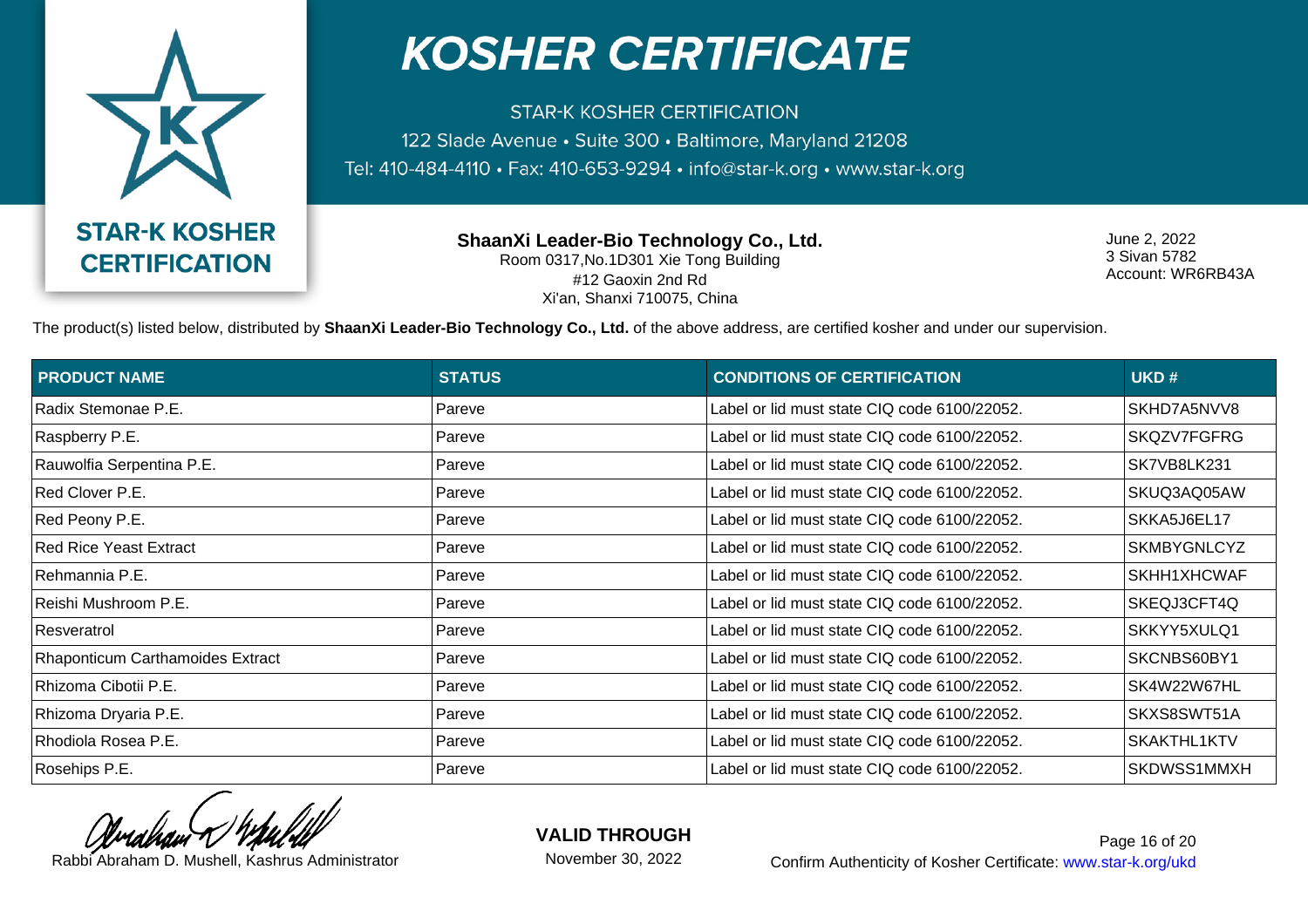# KOSHER CERTIFICATE

STAR-K KOSHER CERTIFICATION
122 Slade Avenue • Suite 300 • Baltimore, Maryland 21208
Tel: 410-484-4110 • Fax: 410-653-9294 • info@star-k.org • www.star-k.org

**STAR-K KOSHER CERTIFICATION**

**ShaanXi Leader-Bio Technology Co., Ltd.**
Room 0317,No.1D301 Xie Tong Building
#12 Gaoxin 2nd Rd
Xi'an, Shanxi 710075, China

June 2, 2022
3 Sivan 5782
Account: WR6RB43A

The product(s) listed below, distributed by **ShaanXi Leader-Bio Technology Co., Ltd.** of the above address, are certified kosher and under our supervision.

| PRODUCT NAME | STATUS | CONDITIONS OF CERTIFICATION | UKD # |
|---|---|---|---|
| Radix Stemonae P.E. | Pareve | Label or lid must state CIQ code 6100/22052. | SKHD7A5NVV8 |
| Raspberry P.E. | Pareve | Label or lid must state CIQ code 6100/22052. | SKQZV7FGFRG |
| Rauwolfia Serpentina P.E. | Pareve | Label or lid must state CIQ code 6100/22052. | SK7VB8LK231 |
| Red Clover P.E. | Pareve | Label or lid must state CIQ code 6100/22052. | SKUQ3AQ05AW |
| Red Peony P.E. | Pareve | Label or lid must state CIQ code 6100/22052. | SKKA5J6EL17 |
| Red Rice Yeast Extract | Pareve | Label or lid must state CIQ code 6100/22052. | SKMBYGNLCYZ |
| Rehmannia P.E. | Pareve | Label or lid must state CIQ code 6100/22052. | SKHH1XHCWAF |
| Reishi Mushroom P.E. | Pareve | Label or lid must state CIQ code 6100/22052. | SKEQJ3CFT4Q |
| Resveratrol | Pareve | Label or lid must state CIQ code 6100/22052. | SKKYY5XULQ1 |
| Rhaponticum Carthamoides Extract | Pareve | Label or lid must state CIQ code 6100/22052. | SKCNBS60BY1 |
| Rhizoma Cibotii P.E. | Pareve | Label or lid must state CIQ code 6100/22052. | SK4W22W67HL |
| Rhizoma Dryaria P.E. | Pareve | Label or lid must state CIQ code 6100/22052. | SKXS8SWT51A |
| Rhodiola Rosea P.E. | Pareve | Label or lid must state CIQ code 6100/22052. | SKAKTHL1KTV |
| Rosehips P.E. | Pareve | Label or lid must state CIQ code 6100/22052. | SKDWSS1MMXH |

Rabbi Abraham D. Mushell, Kashrus Administrator

**VALID THROUGH**
November 30, 2022

Confirm Authenticity of Kosher Certificate: www.star-k.org/ukd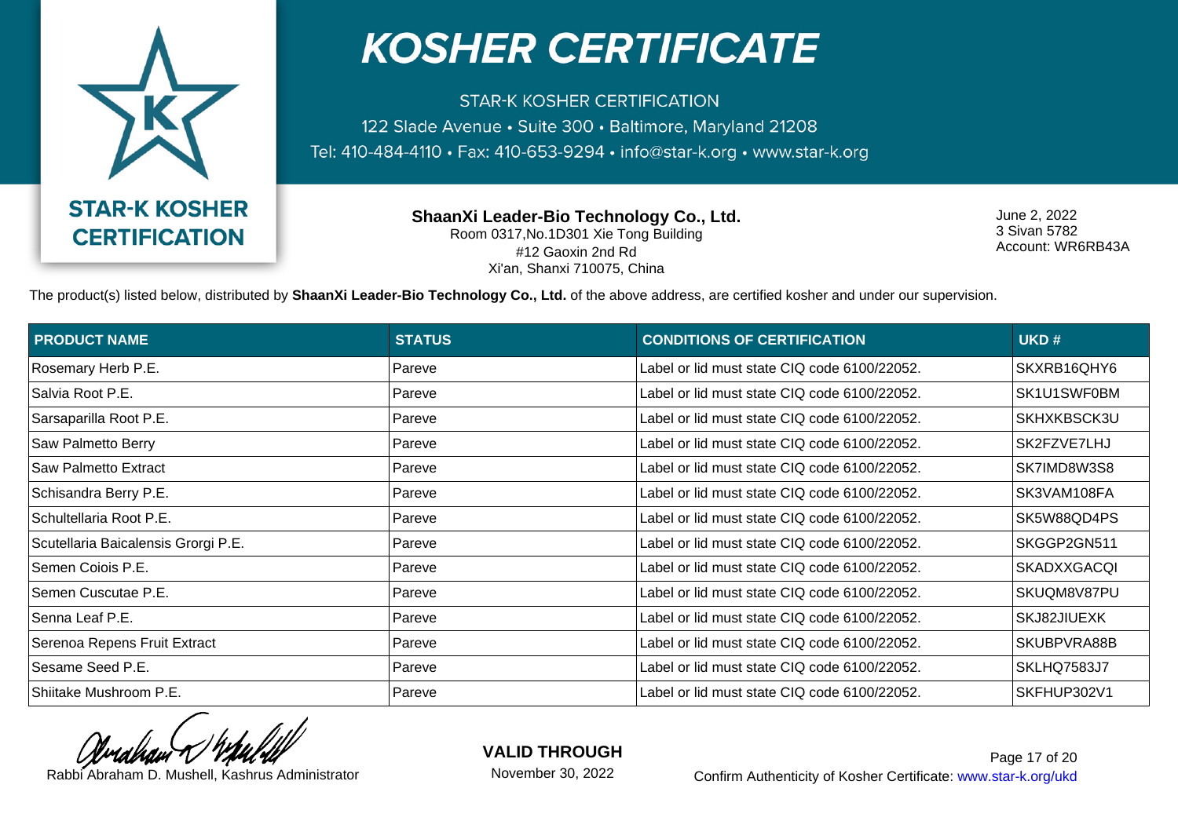# KOSHER CERTIFICATE

STAR-K KOSHER CERTIFICATION
122 Slade Avenue • Suite 300 • Baltimore, Maryland 21208
Tel: 410-484-4110 • Fax: 410-653-9294 • info@star-k.org • www.star-k.org

STAR-K KOSHER CERTIFICATION

**ShaanXi Leader-Bio Technology Co., Ltd.**
Room 0317,No.1D301 Xie Tong Building
#12 Gaoxin 2nd Rd
Xi'an, Shanxi 710075, China

June 2, 2022
3 Sivan 5782
Account: WR6RB43A

The product(s) listed below, distributed by **ShaanXi Leader-Bio Technology Co., Ltd.** of the above address, are certified kosher and under our supervision.

| PRODUCT NAME | STATUS | CONDITIONS OF CERTIFICATION | UKD # |
|---|---|---|---|
| Rosemary Herb P.E. | Pareve | Label or lid must state CIQ code 6100/22052. | SKXRB16QHY6 |
| Salvia Root P.E. | Pareve | Label or lid must state CIQ code 6100/22052. | SK1U1SWF0BM |
| Sarsaparilla Root P.E. | Pareve | Label or lid must state CIQ code 6100/22052. | SKHXKBSCK3U |
| Saw Palmetto Berry | Pareve | Label or lid must state CIQ code 6100/22052. | SK2FZVE7LHJ |
| Saw Palmetto Extract | Pareve | Label or lid must state CIQ code 6100/22052. | SK7IMD8W3S8 |
| Schisandra Berry P.E. | Pareve | Label or lid must state CIQ code 6100/22052. | SK3VAM108FA |
| Schultellaria Root P.E. | Pareve | Label or lid must state CIQ code 6100/22052. | SK5W88QD4PS |
| Scutellaria Baicalensis Grorgi P.E. | Pareve | Label or lid must state CIQ code 6100/22052. | SKGGP2GN511 |
| Semen Coiois P.E. | Pareve | Label or lid must state CIQ code 6100/22052. | SKADXXGACQI |
| Semen Cuscutae P.E. | Pareve | Label or lid must state CIQ code 6100/22052. | SKUQM8V87PU |
| Senna Leaf P.E. | Pareve | Label or lid must state CIQ code 6100/22052. | SKJ82JIUEXK |
| Serenoa Repens Fruit Extract | Pareve | Label or lid must state CIQ code 6100/22052. | SKUBPVRA88B |
| Sesame Seed P.E. | Pareve | Label or lid must state CIQ code 6100/22052. | SKLHQ7583J7 |
| Shiitake Mushroom P.E. | Pareve | Label or lid must state CIQ code 6100/22052. | SKFHUP302V1 |

Rabbi Abraham D. Mushell, Kashrus Administrator

**VALID THROUGH**
November 30, 2022

Confirm Authenticity of Kosher Certificate: www.star-k.org/ukd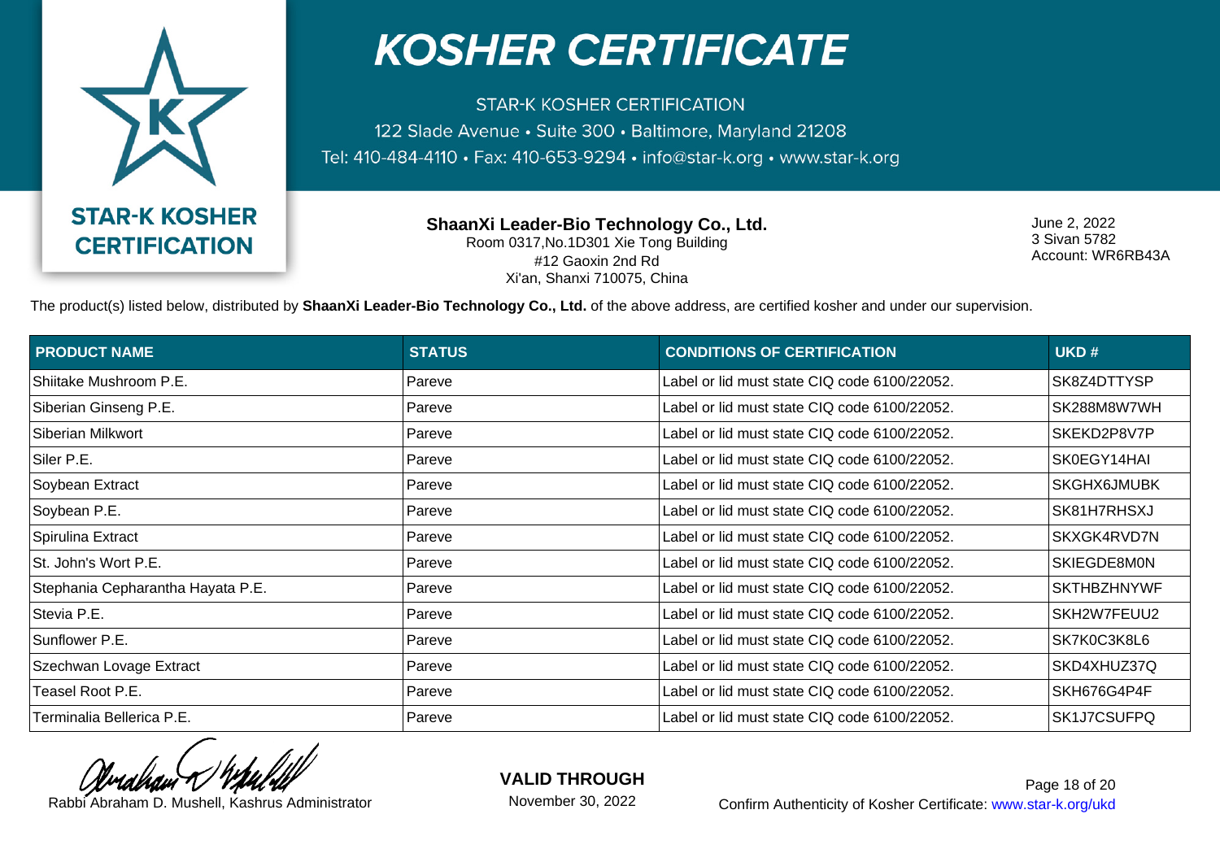# KOSHER CERTIFICATE

STAR-K KOSHER CERTIFICATION

122 Slade Avenue • Suite 300 • Baltimore, Maryland 21208

Tel: 410-484-4110 • Fax: 410-653-9294 • info@star-k.org • www.star-k.org

**STAR-K KOSHER CERTIFICATION**

**ShaanXi Leader-Bio Technology Co., Ltd.**
Room 0317,No.1D301 Xie Tong Building
#12 Gaoxin 2nd Rd
Xi'an, Shanxi 710075, China

June 2, 2022
3 Sivan 5782
Account: WR6RB43A

The product(s) listed below, distributed by **ShaanXi Leader-Bio Technology Co., Ltd.** of the above address, are certified kosher and under our supervision.

| PRODUCT NAME | STATUS | CONDITIONS OF CERTIFICATION | UKD # |
|---|---|---|---|
| Shiitake Mushroom P.E. | Pareve | Label or lid must state CIQ code 6100/22052. | SK8Z4DTTYSP |
| Siberian Ginseng P.E. | Pareve | Label or lid must state CIQ code 6100/22052. | SK288M8W7WH |
| Siberian Milkwort | Pareve | Label or lid must state CIQ code 6100/22052. | SKEKD2P8V7P |
| Siler P.E. | Pareve | Label or lid must state CIQ code 6100/22052. | SK0EGY14HAI |
| Soybean Extract | Pareve | Label or lid must state CIQ code 6100/22052. | SKGHX6JMUBK |
| Soybean P.E. | Pareve | Label or lid must state CIQ code 6100/22052. | SK81H7RHSXJ |
| Spirulina Extract | Pareve | Label or lid must state CIQ code 6100/22052. | SKXGK4RVD7N |
| St. John's Wort P.E. | Pareve | Label or lid must state CIQ code 6100/22052. | SKIEGDE8M0N |
| Stephania Cepharantha Hayata P.E. | Pareve | Label or lid must state CIQ code 6100/22052. | SKTHBZHNYWF |
| Stevia P.E. | Pareve | Label or lid must state CIQ code 6100/22052. | SKH2W7FEUU2 |
| Sunflower P.E. | Pareve | Label or lid must state CIQ code 6100/22052. | SK7K0C3K8L6 |
| Szechwan Lovage Extract | Pareve | Label or lid must state CIQ code 6100/22052. | SKD4XHUZ37Q |
| Teasel Root P.E. | Pareve | Label or lid must state CIQ code 6100/22052. | SKH676G4P4F |
| Terminalia Bellerica P.E. | Pareve | Label or lid must state CIQ code 6100/22052. | SK1J7CSUFPQ |

Rabbi Abraham D. Mushell, Kashrus Administrator

**VALID THROUGH**
November 30, 2022

Confirm Authenticity of Kosher Certificate: www.star-k.org/ukd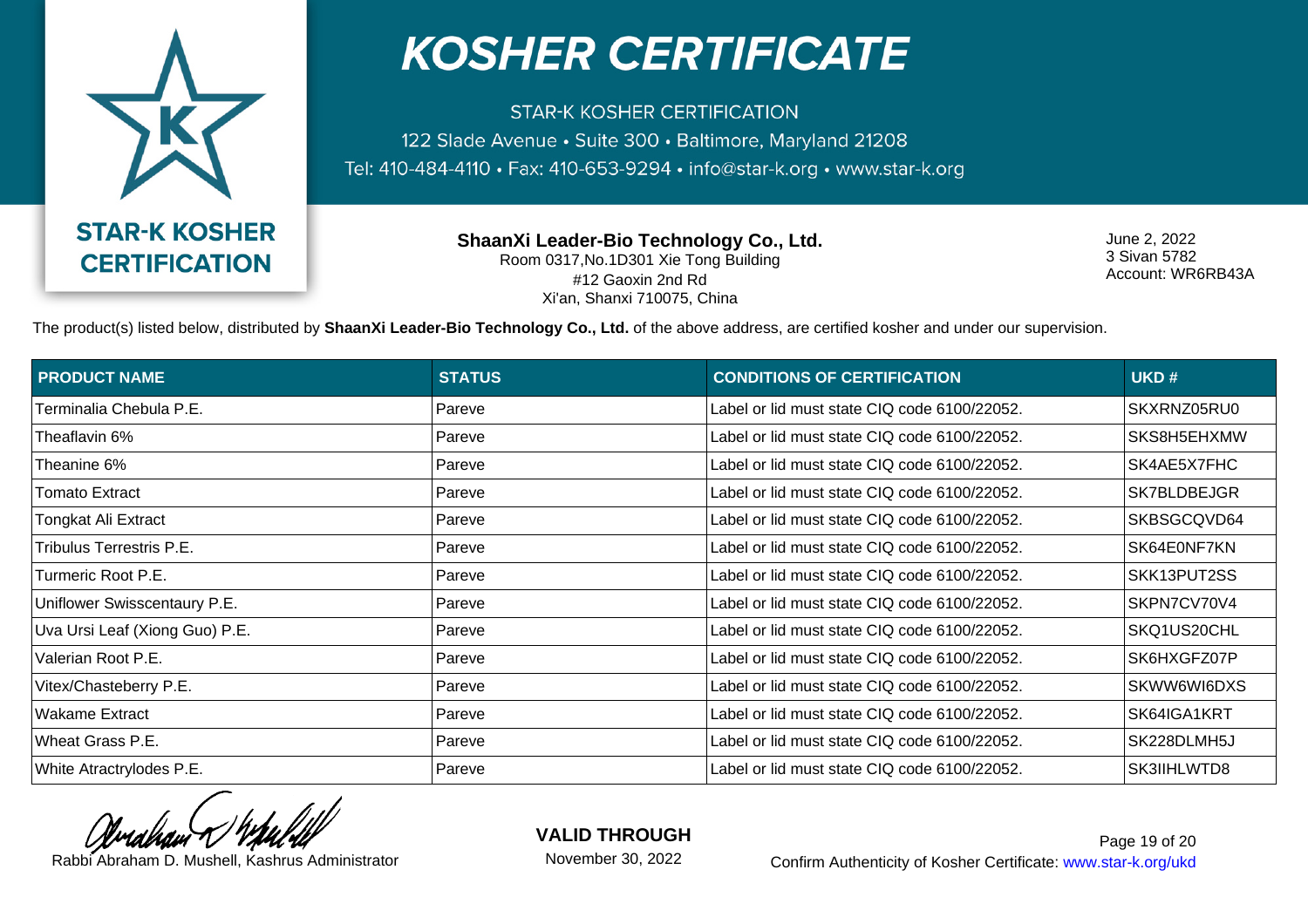# KOSHER CERTIFICATE

STAR-K KOSHER CERTIFICATION
122 Slade Avenue • Suite 300 • Baltimore, Maryland 21208
Tel: 410-484-4110 • Fax: 410-653-9294 • info@star-k.org • www.star-k.org

STAR-K KOSHER CERTIFICATION

**ShaanXi Leader-Bio Technology Co., Ltd.**
Room 0317,No.1D301 Xie Tong Building
#12 Gaoxin 2nd Rd
Xi'an, Shanxi 710075, China

June 2, 2022
3 Sivan 5782
Account: WR6RB43A

The product(s) listed below, distributed by **ShaanXi Leader-Bio Technology Co., Ltd.** of the above address, are certified kosher and under our supervision.

| PRODUCT NAME | STATUS | CONDITIONS OF CERTIFICATION | UKD # |
|---|---|---|---|
| Terminalia Chebula P.E. | Pareve | Label or lid must state CIQ code 6100/22052. | SKXRNZ05RU0 |
| Theaflavin 6% | Pareve | Label or lid must state CIQ code 6100/22052. | SKS8H5EHXMW |
| Theanine 6% | Pareve | Label or lid must state CIQ code 6100/22052. | SK4AE5X7FHC |
| Tomato Extract | Pareve | Label or lid must state CIQ code 6100/22052. | SK7BLDBEJGR |
| Tongkat Ali Extract | Pareve | Label or lid must state CIQ code 6100/22052. | SKBSGCQVD64 |
| Tribulus Terrestris P.E. | Pareve | Label or lid must state CIQ code 6100/22052. | SK64E0NF7KN |
| Turmeric Root P.E. | Pareve | Label or lid must state CIQ code 6100/22052. | SKK13PUT2SS |
| Uniflower Swisscentaury P.E. | Pareve | Label or lid must state CIQ code 6100/22052. | SKPN7CV70V4 |
| Uva Ursi Leaf (Xiong Guo) P.E. | Pareve | Label or lid must state CIQ code 6100/22052. | SKQ1US20CHL |
| Valerian Root P.E. | Pareve | Label or lid must state CIQ code 6100/22052. | SK6HXGFZ07P |
| Vitex/Chasteberry P.E. | Pareve | Label or lid must state CIQ code 6100/22052. | SKWW6WI6DXS |
| Wakame Extract | Pareve | Label or lid must state CIQ code 6100/22052. | SK64IGA1KRT |
| Wheat Grass P.E. | Pareve | Label or lid must state CIQ code 6100/22052. | SK228DLMH5J |
| White Atractrylodes P.E. | Pareve | Label or lid must state CIQ code 6100/22052. | SK3IIHLWTD8 |

Rabbi Abraham D. Mushell, Kashrus Administrator

**VALID THROUGH**
November 30, 2022

Confirm Authenticity of Kosher Certificate: www.star-k.org/ukd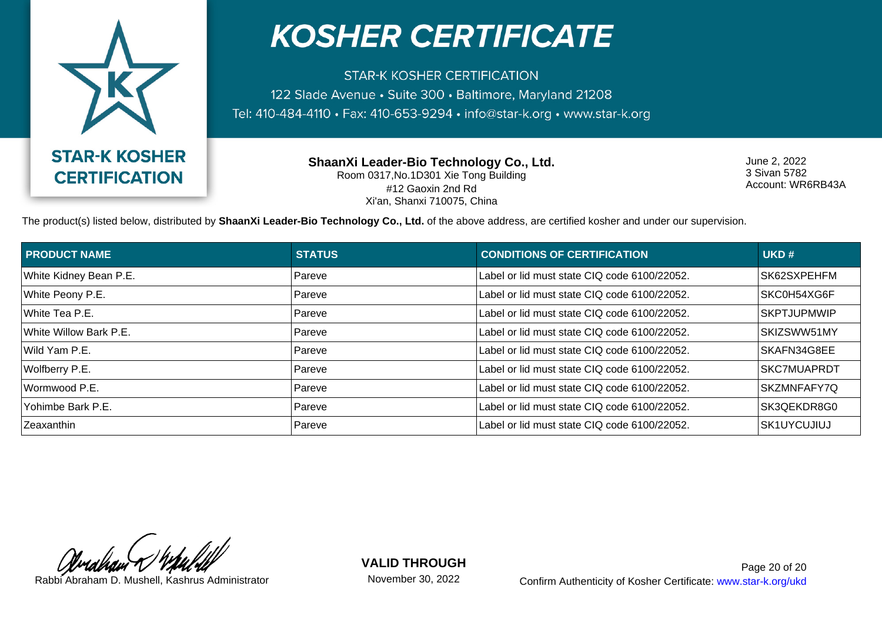# KOSHER CERTIFICATE

STAR-K KOSHER CERTIFICATION
122 Slade Avenue • Suite 300 • Baltimore, Maryland 21208
Tel: 410-484-4110 • Fax: 410-653-9294 • info@star-k.org • www.star-k.org

STAR-K KOSHER CERTIFICATION

**ShaanXi Leader-Bio Technology Co., Ltd.**
Room 0317,No.1D301 Xie Tong Building
#12 Gaoxin 2nd Rd
Xi'an, Shanxi 710075, China

June 2, 2022
3 Sivan 5782
Account: WR6RB43A

The product(s) listed below, distributed by **ShaanXi Leader-Bio Technology Co., Ltd.** of the above address, are certified kosher and under our supervision.

| PRODUCT NAME | STATUS | CONDITIONS OF CERTIFICATION | UKD # |
|---|---|---|---|
| White Kidney Bean P.E. | Pareve | Label or lid must state CIQ code 6100/22052. | SK62SXPEHFM |
| White Peony P.E. | Pareve | Label or lid must state CIQ code 6100/22052. | SKC0H54XG6F |
| White Tea P.E. | Pareve | Label or lid must state CIQ code 6100/22052. | SKPTJUPMWIP |
| White Willow Bark P.E. | Pareve | Label or lid must state CIQ code 6100/22052. | SKIZSWW51MY |
| Wild Yam P.E. | Pareve | Label or lid must state CIQ code 6100/22052. | SKAFN34G8EE |
| Wolfberry P.E. | Pareve | Label or lid must state CIQ code 6100/22052. | SKC7MUAPRDT |
| Wormwood P.E. | Pareve | Label or lid must state CIQ code 6100/22052. | SKZMNFAFY7Q |
| Yohimbe Bark P.E. | Pareve | Label or lid must state CIQ code 6100/22052. | SK3QEKDR8G0 |
| Zeaxanthin | Pareve | Label or lid must state CIQ code 6100/22052. | SK1UYCUJIUJ |

Rabbi Abraham D. Mushell, Kashrus Administrator

**VALID THROUGH**
November 30, 2022

Confirm Authenticity of Kosher Certificate: www.star-k.org/ukd